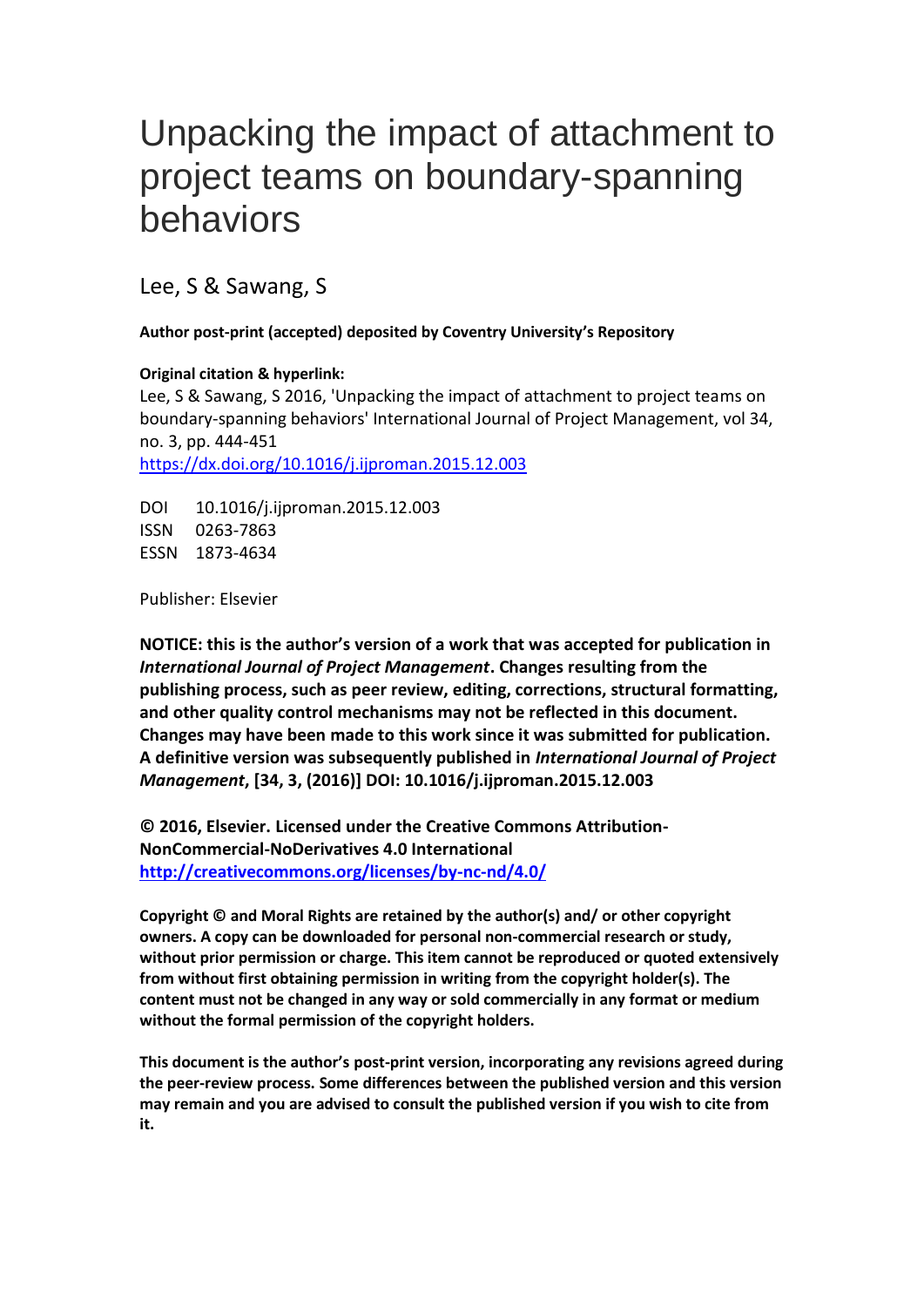# Unpacking the impact of attachment to project teams on boundary-spanning behaviors

Lee, S & Sawang, S

**Author post-print (accepted) deposited by Coventry University's Repository**

**Original citation & hyperlink:**

Lee, S & Sawang, S 2016, 'Unpacking the impact of attachment to project teams on boundary-spanning behaviors' International Journal of Project Management, vol 34, no. 3, pp. 444-451

https://dx.doi.org/10.1016/j.ijproman.2015.12.003

DOI 10.1016/j.ijproman.2015.12.003
ISSN 0263-7863
ESSN 1873-4634

Publisher: Elsevier

**NOTICE: this is the author's version of a work that was accepted for publication in *International Journal of Project Management*. Changes resulting from the publishing process, such as peer review, editing, corrections, structural formatting, and other quality control mechanisms may not be reflected in this document. Changes may have been made to this work since it was submitted for publication. A definitive version was subsequently published in *International Journal of Project Management*, [34, 3, (2016)] DOI: 10.1016/j.ijproman.2015.12.003**

**© 2016, Elsevier. Licensed under the Creative Commons Attribution-NonCommercial-NoDerivatives 4.0 International**
**http://creativecommons.org/licenses/by-nc-nd/4.0/**

**Copyright © and Moral Rights are retained by the author(s) and/ or other copyright owners. A copy can be downloaded for personal non-commercial research or study, without prior permission or charge. This item cannot be reproduced or quoted extensively from without first obtaining permission in writing from the copyright holder(s). The content must not be changed in any way or sold commercially in any format or medium without the formal permission of the copyright holders.**

**This document is the author's post-print version, incorporating any revisions agreed during the peer-review process. Some differences between the published version and this version may remain and you are advised to consult the published version if you wish to cite from it.**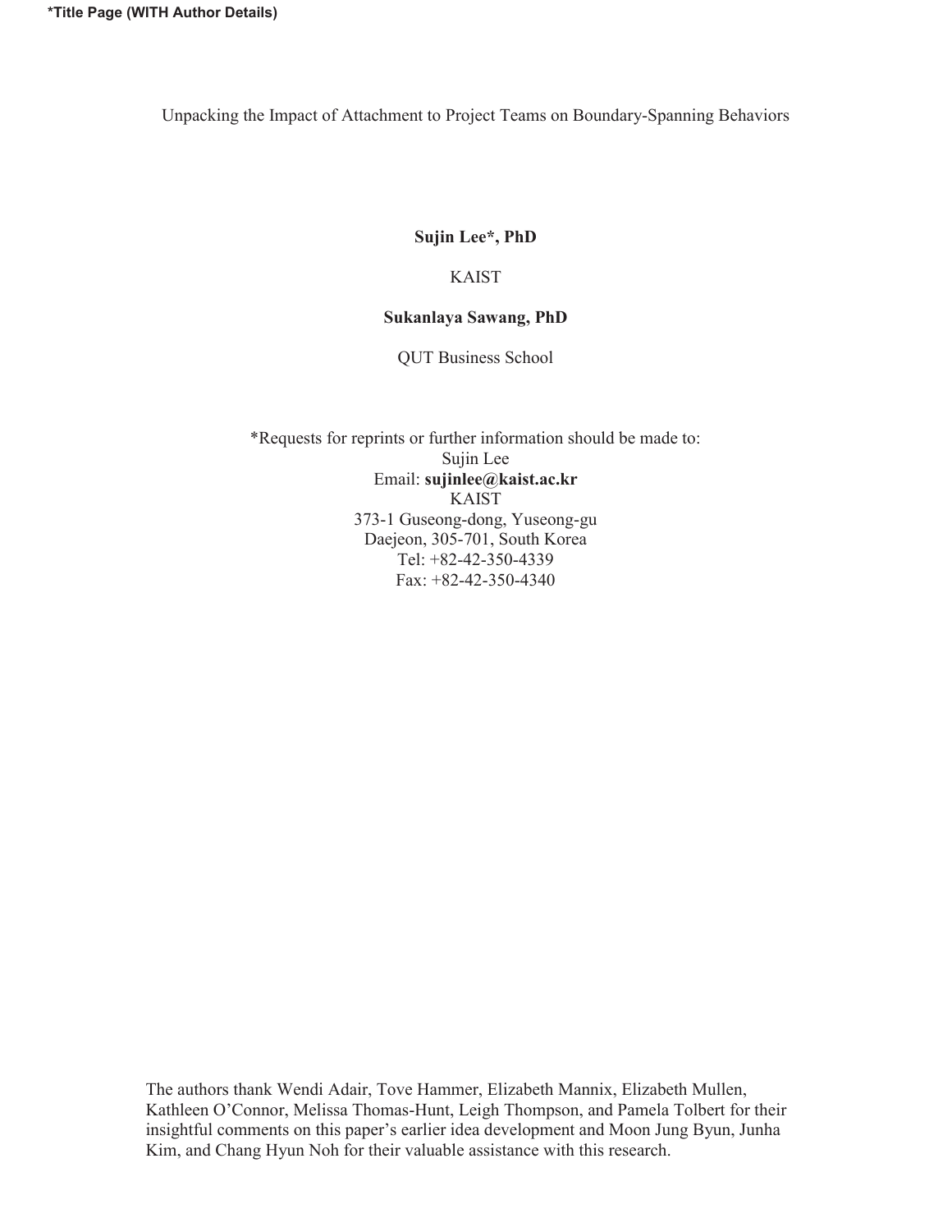*Title Page (WITH Author Details)

# Unpacking the Impact of Attachment to Project Teams on Boundary-Spanning Behaviors

**Sujin Lee*, PhD**

KAIST

**Sukanlaya Sawang, PhD**

QUT Business School

*Requests for reprints or further information should be made to:
Sujin Lee
Email: **sujinlee@kaist.ac.kr**
KAIST
373-1 Guseong-dong, Yuseong-gu
Daejeon, 305-701, South Korea
Tel: +82-42-350-4339
Fax: +82-42-350-4340

The authors thank Wendi Adair, Tove Hammer, Elizabeth Mannix, Elizabeth Mullen, Kathleen O'Connor, Melissa Thomas-Hunt, Leigh Thompson, and Pamela Tolbert for their insightful comments on this paper's earlier idea development and Moon Jung Byun, Junha Kim, and Chang Hyun Noh for their valuable assistance with this research.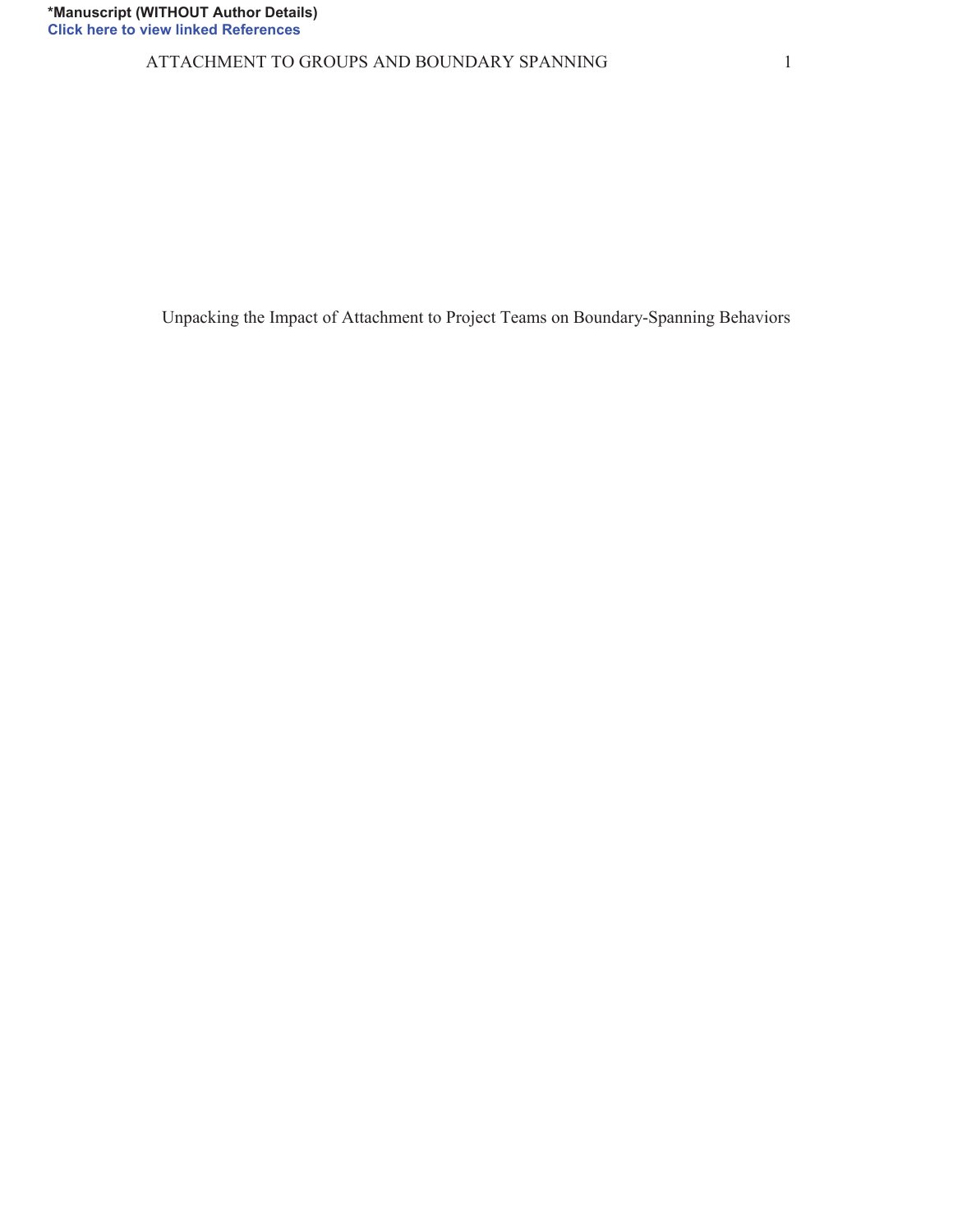*Manuscript (WITHOUT Author Details)

Click here to view linked References

# Unpacking the Impact of Attachment to Project Teams on Boundary-Spanning Behaviors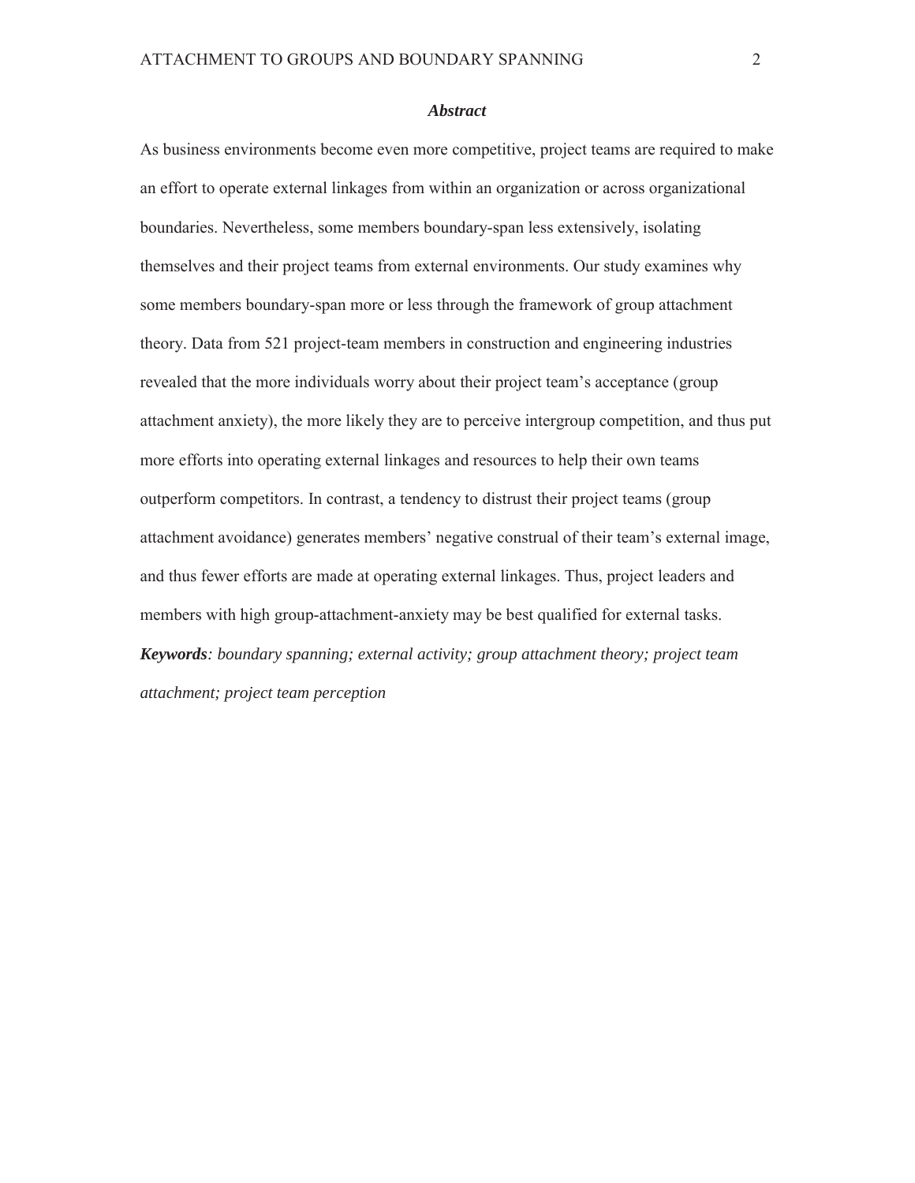## *Abstract*

As business environments become even more competitive, project teams are required to make an effort to operate external linkages from within an organization or across organizational boundaries. Nevertheless, some members boundary-span less extensively, isolating themselves and their project teams from external environments. Our study examines why some members boundary-span more or less through the framework of group attachment theory. Data from 521 project-team members in construction and engineering industries revealed that the more individuals worry about their project team's acceptance (group attachment anxiety), the more likely they are to perceive intergroup competition, and thus put more efforts into operating external linkages and resources to help their own teams outperform competitors. In contrast, a tendency to distrust their project teams (group attachment avoidance) generates members' negative construal of their team's external image, and thus fewer efforts are made at operating external linkages. Thus, project leaders and members with high group-attachment-anxiety may be best qualified for external tasks.

***Keywords****: boundary spanning; external activity; group attachment theory; project team attachment; project team perception*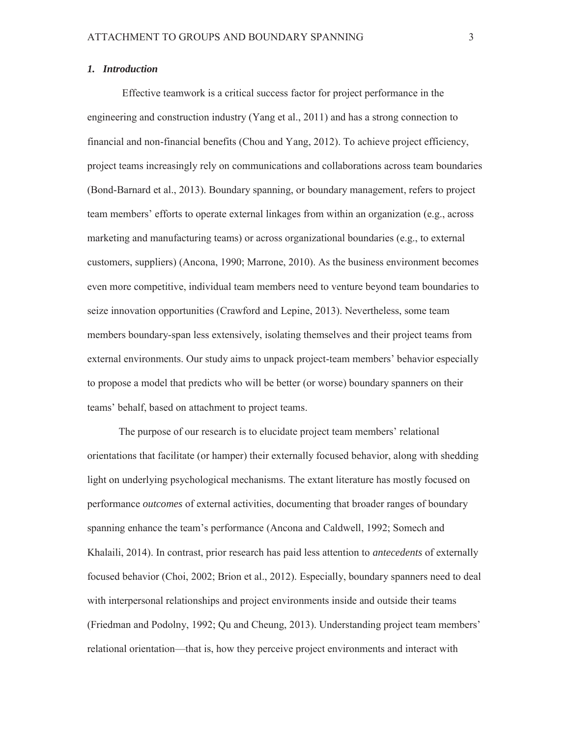## *1. Introduction*

Effective teamwork is a critical success factor for project performance in the engineering and construction industry (Yang et al., 2011) and has a strong connection to financial and non-financial benefits (Chou and Yang, 2012). To achieve project efficiency, project teams increasingly rely on communications and collaborations across team boundaries (Bond-Barnard et al., 2013). Boundary spanning, or boundary management, refers to project team members' efforts to operate external linkages from within an organization (e.g., across marketing and manufacturing teams) or across organizational boundaries (e.g., to external customers, suppliers) (Ancona, 1990; Marrone, 2010). As the business environment becomes even more competitive, individual team members need to venture beyond team boundaries to seize innovation opportunities (Crawford and Lepine, 2013). Nevertheless, some team members boundary-span less extensively, isolating themselves and their project teams from external environments. Our study aims to unpack project-team members' behavior especially to propose a model that predicts who will be better (or worse) boundary spanners on their teams' behalf, based on attachment to project teams.

The purpose of our research is to elucidate project team members' relational orientations that facilitate (or hamper) their externally focused behavior, along with shedding light on underlying psychological mechanisms. The extant literature has mostly focused on performance *outcomes* of external activities, documenting that broader ranges of boundary spanning enhance the team's performance (Ancona and Caldwell, 1992; Somech and Khalaili, 2014). In contrast, prior research has paid less attention to *antecedents* of externally focused behavior (Choi, 2002; Brion et al., 2012). Especially, boundary spanners need to deal with interpersonal relationships and project environments inside and outside their teams (Friedman and Podolny, 1992; Qu and Cheung, 2013). Understanding project team members' relational orientation—that is, how they perceive project environments and interact with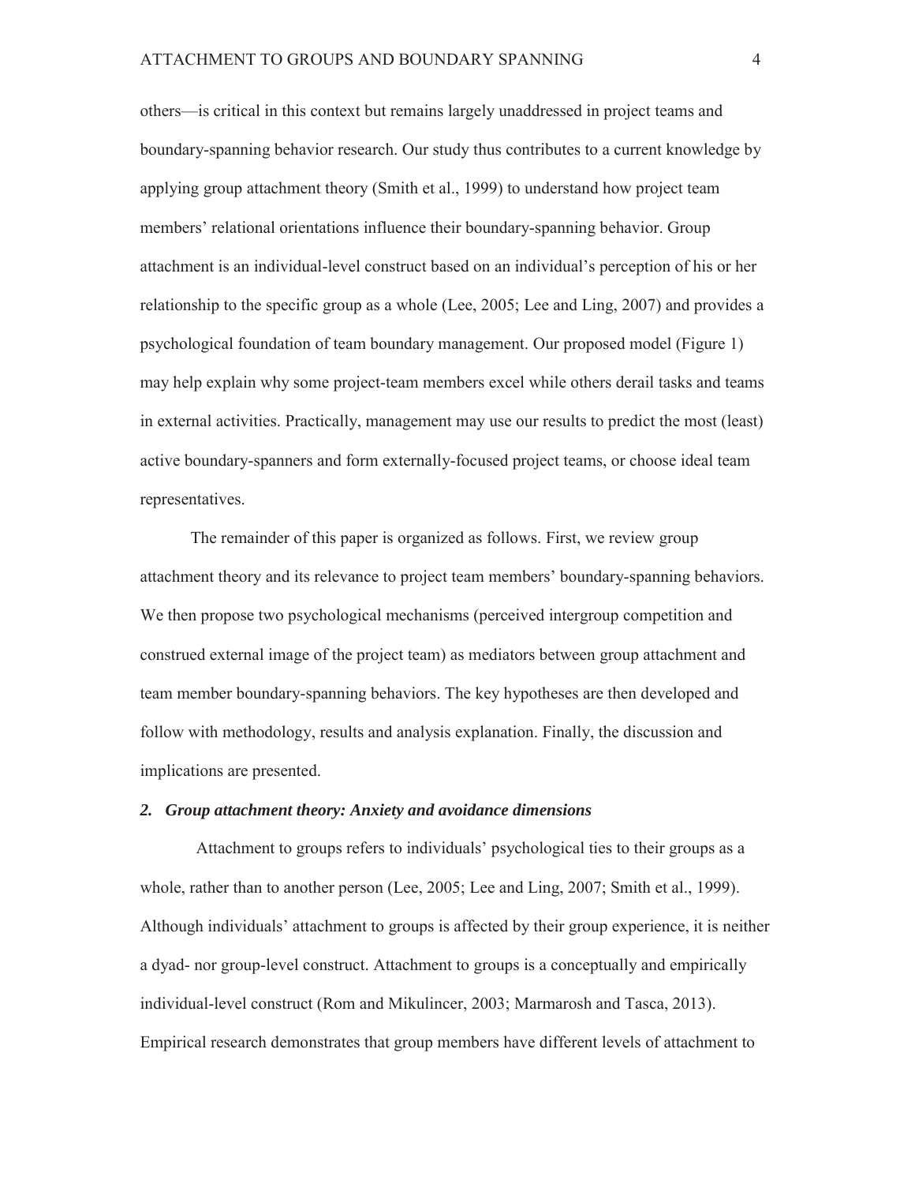others—is critical in this context but remains largely unaddressed in project teams and boundary-spanning behavior research. Our study thus contributes to a current knowledge by applying group attachment theory (Smith et al., 1999) to understand how project team members' relational orientations influence their boundary-spanning behavior. Group attachment is an individual-level construct based on an individual's perception of his or her relationship to the specific group as a whole (Lee, 2005; Lee and Ling, 2007) and provides a psychological foundation of team boundary management. Our proposed model (Figure 1) may help explain why some project-team members excel while others derail tasks and teams in external activities. Practically, management may use our results to predict the most (least) active boundary-spanners and form externally-focused project teams, or choose ideal team representatives.

The remainder of this paper is organized as follows. First, we review group attachment theory and its relevance to project team members' boundary-spanning behaviors. We then propose two psychological mechanisms (perceived intergroup competition and construed external image of the project team) as mediators between group attachment and team member boundary-spanning behaviors. The key hypotheses are then developed and follow with methodology, results and analysis explanation. Finally, the discussion and implications are presented.

## *2. Group attachment theory: Anxiety and avoidance dimensions*

Attachment to groups refers to individuals' psychological ties to their groups as a whole, rather than to another person (Lee, 2005; Lee and Ling, 2007; Smith et al., 1999). Although individuals' attachment to groups is affected by their group experience, it is neither a dyad- nor group-level construct. Attachment to groups is a conceptually and empirically individual-level construct (Rom and Mikulincer, 2003; Marmarosh and Tasca, 2013). Empirical research demonstrates that group members have different levels of attachment to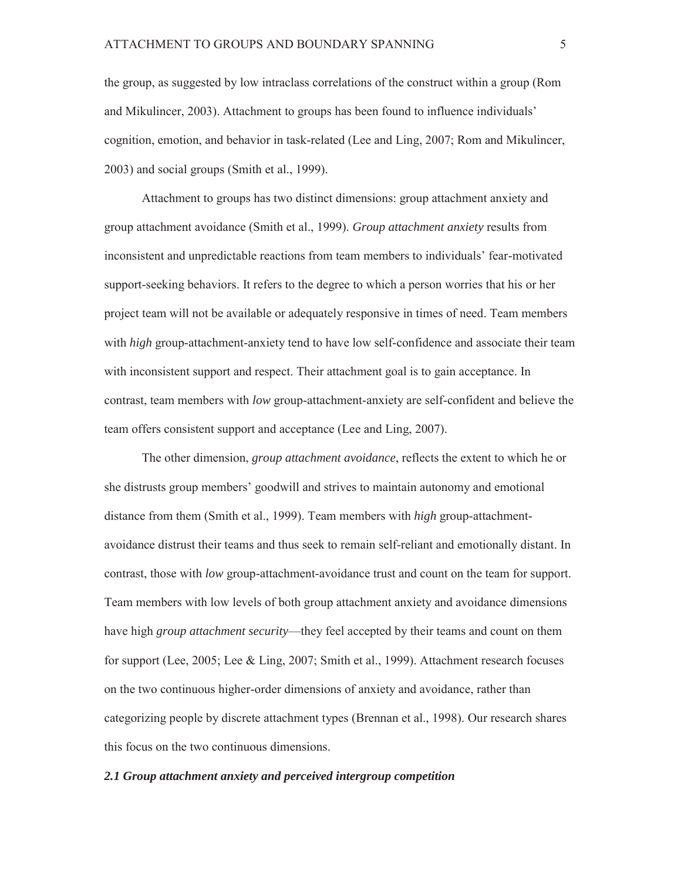the group, as suggested by low intraclass correlations of the construct within a group (Rom and Mikulincer, 2003). Attachment to groups has been found to influence individuals' cognition, emotion, and behavior in task-related (Lee and Ling, 2007; Rom and Mikulincer, 2003) and social groups (Smith et al., 1999).

Attachment to groups has two distinct dimensions: group attachment anxiety and group attachment avoidance (Smith et al., 1999). *Group attachment anxiety* results from inconsistent and unpredictable reactions from team members to individuals' fear-motivated support-seeking behaviors. It refers to the degree to which a person worries that his or her project team will not be available or adequately responsive in times of need. Team members with *high* group-attachment-anxiety tend to have low self-confidence and associate their team with inconsistent support and respect. Their attachment goal is to gain acceptance. In contrast, team members with *low* group-attachment-anxiety are self-confident and believe the team offers consistent support and acceptance (Lee and Ling, 2007).

The other dimension, *group attachment avoidance*, reflects the extent to which he or she distrusts group members' goodwill and strives to maintain autonomy and emotional distance from them (Smith et al., 1999). Team members with *high* group-attachment-avoidance distrust their teams and thus seek to remain self-reliant and emotionally distant. In contrast, those with *low* group-attachment-avoidance trust and count on the team for support. Team members with low levels of both group attachment anxiety and avoidance dimensions have high *group attachment security*—they feel accepted by their teams and count on them for support (Lee, 2005; Lee & Ling, 2007; Smith et al., 1999). Attachment research focuses on the two continuous higher-order dimensions of anxiety and avoidance, rather than categorizing people by discrete attachment types (Brennan et al., 1998). Our research shares this focus on the two continuous dimensions.

### *2.1 Group attachment anxiety and perceived intergroup competition*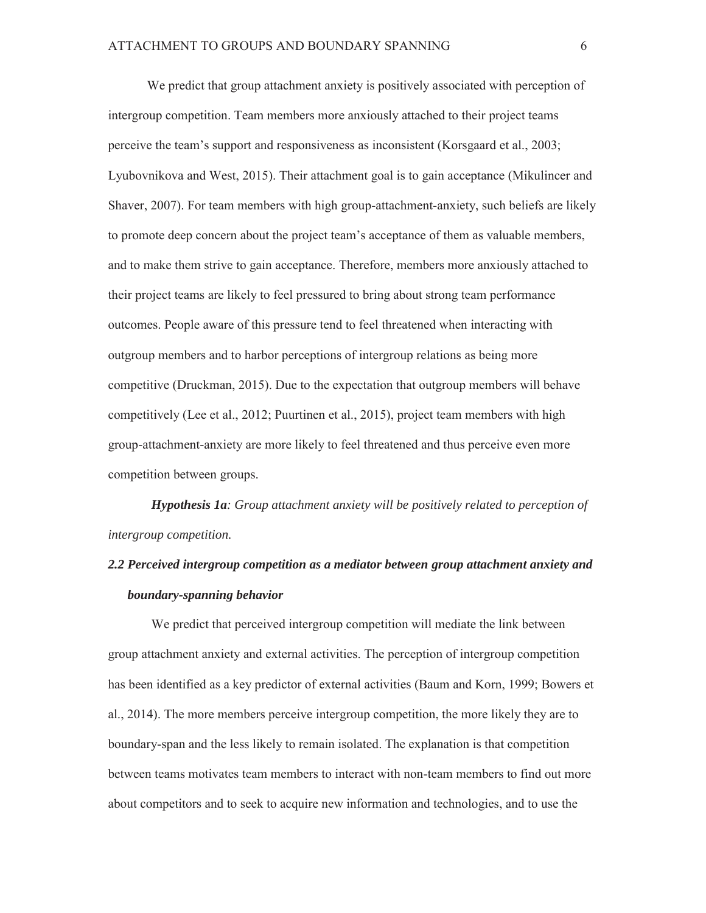We predict that group attachment anxiety is positively associated with perception of intergroup competition. Team members more anxiously attached to their project teams perceive the team's support and responsiveness as inconsistent (Korsgaard et al., 2003; Lyubovnikova and West, 2015). Their attachment goal is to gain acceptance (Mikulincer and Shaver, 2007). For team members with high group-attachment-anxiety, such beliefs are likely to promote deep concern about the project team's acceptance of them as valuable members, and to make them strive to gain acceptance. Therefore, members more anxiously attached to their project teams are likely to feel pressured to bring about strong team performance outcomes. People aware of this pressure tend to feel threatened when interacting with outgroup members and to harbor perceptions of intergroup relations as being more competitive (Druckman, 2015). Due to the expectation that outgroup members will behave competitively (Lee et al., 2012; Puurtinen et al., 2015), project team members with high group-attachment-anxiety are more likely to feel threatened and thus perceive even more competition between groups.

***Hypothesis 1a****: Group attachment anxiety will be positively related to perception of intergroup competition.*

### *2.2 Perceived intergroup competition as a mediator between group attachment anxiety and boundary-spanning behavior*

We predict that perceived intergroup competition will mediate the link between group attachment anxiety and external activities. The perception of intergroup competition has been identified as a key predictor of external activities (Baum and Korn, 1999; Bowers et al., 2014). The more members perceive intergroup competition, the more likely they are to boundary-span and the less likely to remain isolated. The explanation is that competition between teams motivates team members to interact with non-team members to find out more about competitors and to seek to acquire new information and technologies, and to use the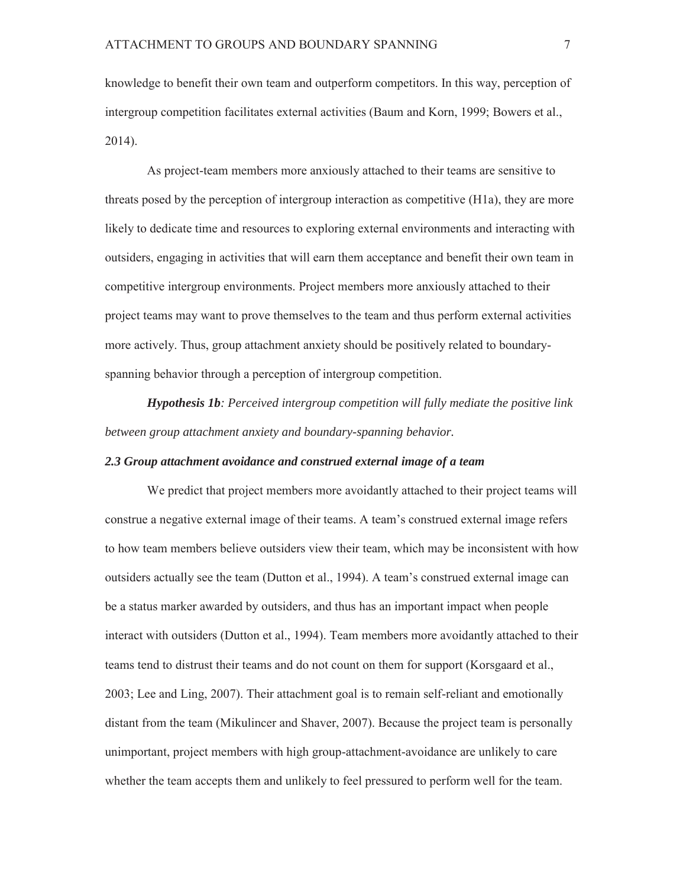knowledge to benefit their own team and outperform competitors. In this way, perception of intergroup competition facilitates external activities (Baum and Korn, 1999; Bowers et al., 2014).

As project-team members more anxiously attached to their teams are sensitive to threats posed by the perception of intergroup interaction as competitive (H1a), they are more likely to dedicate time and resources to exploring external environments and interacting with outsiders, engaging in activities that will earn them acceptance and benefit their own team in competitive intergroup environments. Project members more anxiously attached to their project teams may want to prove themselves to the team and thus perform external activities more actively. Thus, group attachment anxiety should be positively related to boundary-spanning behavior through a perception of intergroup competition.

***Hypothesis 1b****: Perceived intergroup competition will fully mediate the positive link between group attachment anxiety and boundary-spanning behavior.*

### *2.3 Group attachment avoidance and construed external image of a team*

We predict that project members more avoidantly attached to their project teams will construe a negative external image of their teams. A team's construed external image refers to how team members believe outsiders view their team, which may be inconsistent with how outsiders actually see the team (Dutton et al., 1994). A team's construed external image can be a status marker awarded by outsiders, and thus has an important impact when people interact with outsiders (Dutton et al., 1994). Team members more avoidantly attached to their teams tend to distrust their teams and do not count on them for support (Korsgaard et al., 2003; Lee and Ling, 2007). Their attachment goal is to remain self-reliant and emotionally distant from the team (Mikulincer and Shaver, 2007). Because the project team is personally unimportant, project members with high group-attachment-avoidance are unlikely to care whether the team accepts them and unlikely to feel pressured to perform well for the team.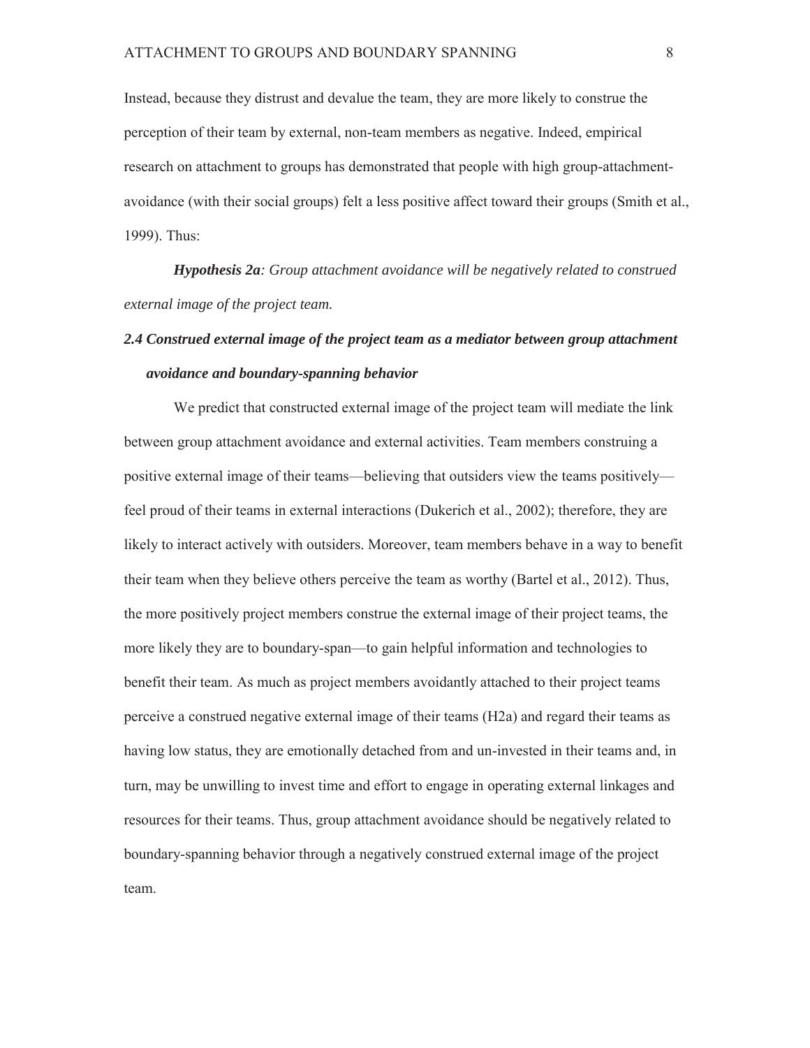Instead, because they distrust and devalue the team, they are more likely to construe the perception of their team by external, non-team members as negative. Indeed, empirical research on attachment to groups has demonstrated that people with high group-attachment-avoidance (with their social groups) felt a less positive affect toward their groups (Smith et al., 1999). Thus:

***Hypothesis 2a****: Group attachment avoidance will be negatively related to construed external image of the project team.*

### *2.4 Construed external image of the project team as a mediator between group attachment avoidance and boundary-spanning behavior*

We predict that constructed external image of the project team will mediate the link between group attachment avoidance and external activities. Team members construing a positive external image of their teams—believing that outsiders view the teams positively—feel proud of their teams in external interactions (Dukerich et al., 2002); therefore, they are likely to interact actively with outsiders. Moreover, team members behave in a way to benefit their team when they believe others perceive the team as worthy (Bartel et al., 2012). Thus, the more positively project members construe the external image of their project teams, the more likely they are to boundary-span—to gain helpful information and technologies to benefit their team. As much as project members avoidantly attached to their project teams perceive a construed negative external image of their teams (H2a) and regard their teams as having low status, they are emotionally detached from and un-invested in their teams and, in turn, may be unwilling to invest time and effort to engage in operating external linkages and resources for their teams. Thus, group attachment avoidance should be negatively related to boundary-spanning behavior through a negatively construed external image of the project team.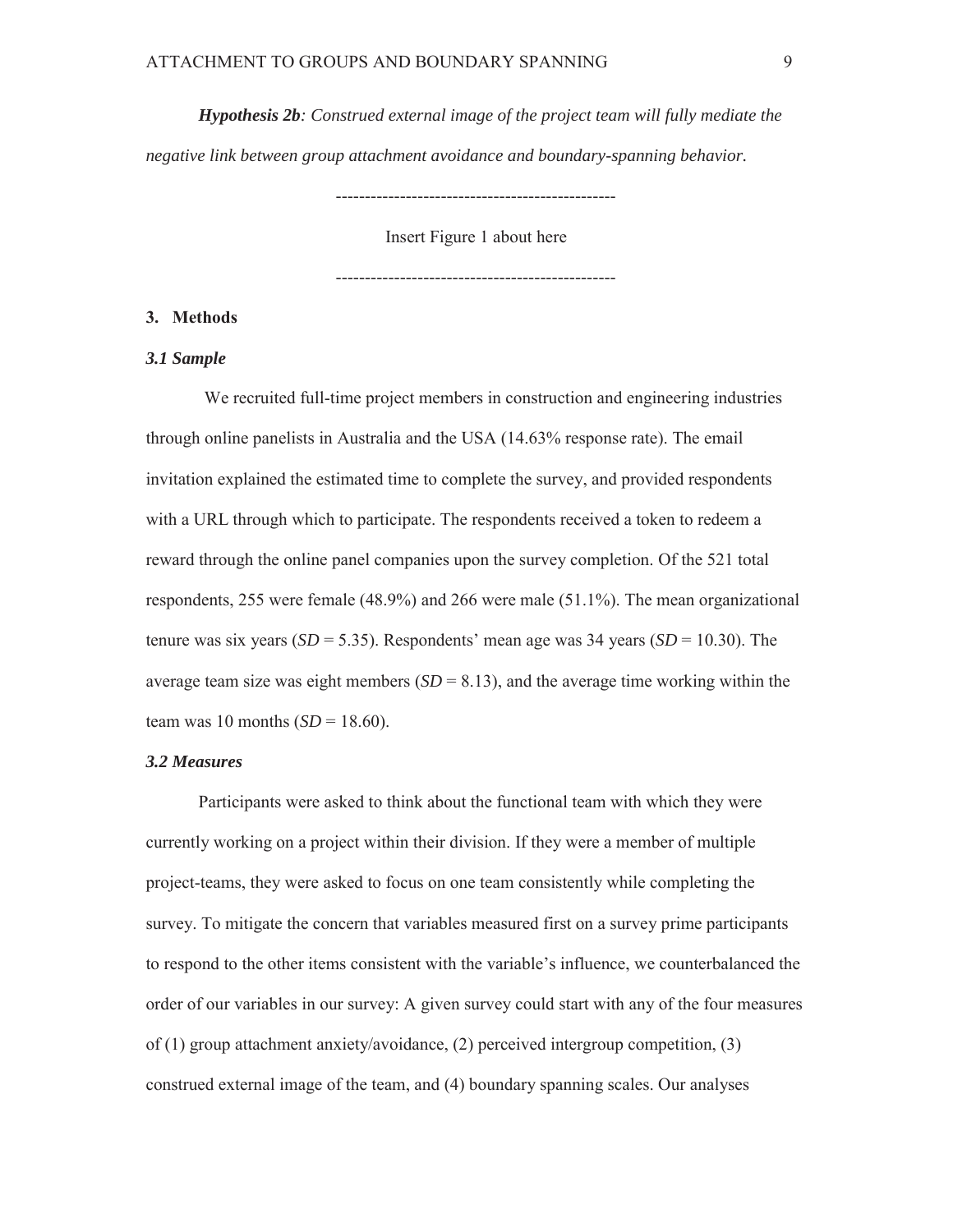***Hypothesis 2b****: Construed external image of the project team will fully mediate the negative link between group attachment avoidance and boundary-spanning behavior.*

------------------------------------------------

Insert Figure 1 about here

------------------------------------------------

## 3. Methods

### *3.1 Sample*

We recruited full-time project members in construction and engineering industries through online panelists in Australia and the USA (14.63% response rate). The email invitation explained the estimated time to complete the survey, and provided respondents with a URL through which to participate. The respondents received a token to redeem a reward through the online panel companies upon the survey completion. Of the 521 total respondents, 255 were female (48.9%) and 266 were male (51.1%). The mean organizational tenure was six years (*SD* = 5.35). Respondents' mean age was 34 years (*SD* = 10.30). The average team size was eight members (*SD* = 8.13), and the average time working within the team was 10 months (*SD* = 18.60).

### *3.2 Measures*

Participants were asked to think about the functional team with which they were currently working on a project within their division. If they were a member of multiple project-teams, they were asked to focus on one team consistently while completing the survey. To mitigate the concern that variables measured first on a survey prime participants to respond to the other items consistent with the variable's influence, we counterbalanced the order of our variables in our survey: A given survey could start with any of the four measures of (1) group attachment anxiety/avoidance, (2) perceived intergroup competition, (3) construed external image of the team, and (4) boundary spanning scales. Our analyses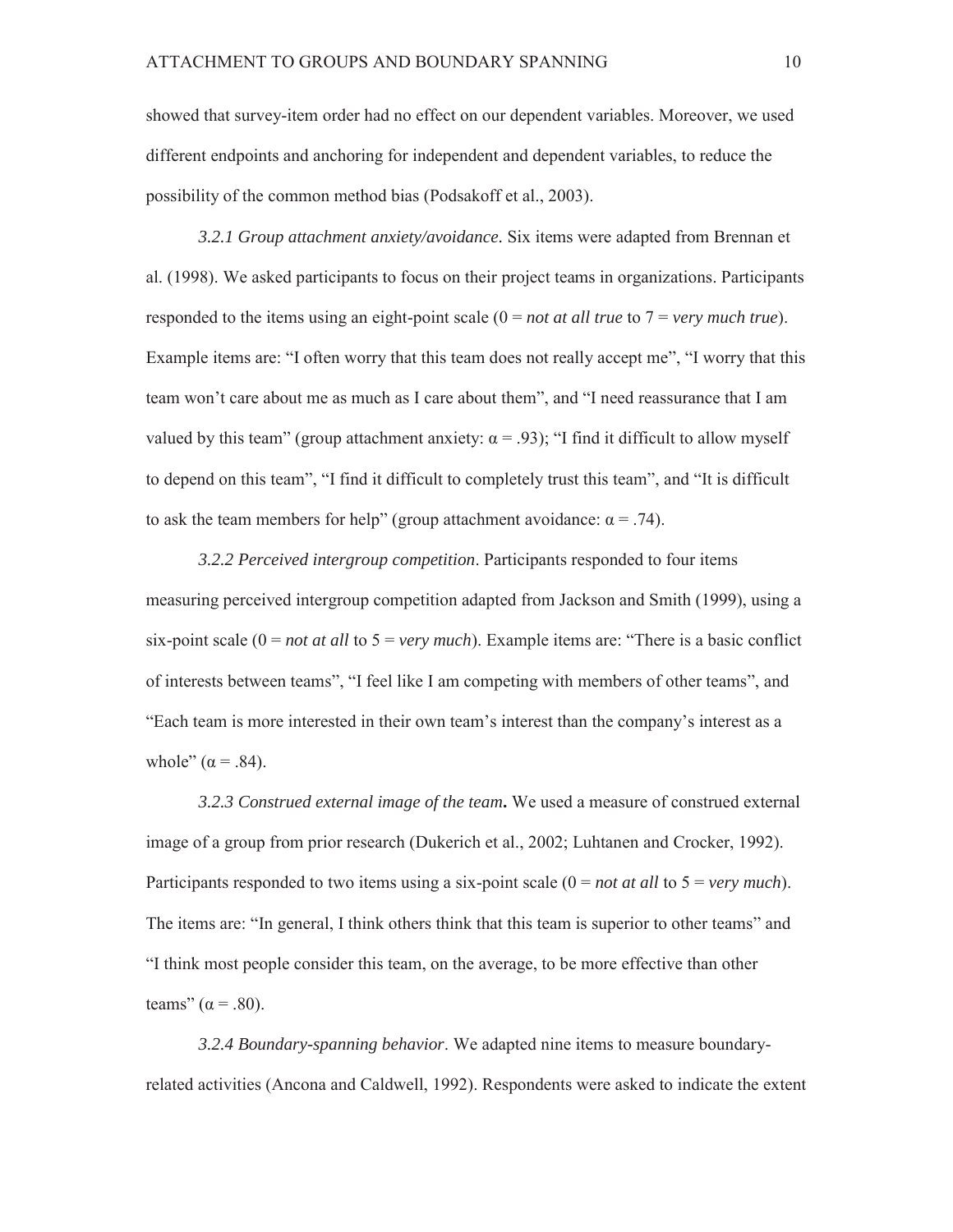showed that survey-item order had no effect on our dependent variables. Moreover, we used different endpoints and anchoring for independent and dependent variables, to reduce the possibility of the common method bias (Podsakoff et al., 2003).

*3.2.1 Group attachment anxiety/avoidance*. Six items were adapted from Brennan et al. (1998). We asked participants to focus on their project teams in organizations. Participants responded to the items using an eight-point scale (0 = *not at all true* to 7 = *very much true*). Example items are: "I often worry that this team does not really accept me", "I worry that this team won't care about me as much as I care about them", and "I need reassurance that I am valued by this team" (group attachment anxiety: $\alpha = .93$); "I find it difficult to allow myself to depend on this team", "I find it difficult to completely trust this team", and "It is difficult to ask the team members for help" (group attachment avoidance: $\alpha = .74$).

*3.2.2 Perceived intergroup competition*. Participants responded to four items measuring perceived intergroup competition adapted from Jackson and Smith (1999), using a six-point scale (0 = *not at all* to 5 = *very much*). Example items are: "There is a basic conflict of interests between teams", "I feel like I am competing with members of other teams", and "Each team is more interested in their own team's interest than the company's interest as a whole" ($\alpha = .84$).

*3.2.3 Construed external image of the team***.** We used a measure of construed external image of a group from prior research (Dukerich et al., 2002; Luhtanen and Crocker, 1992). Participants responded to two items using a six-point scale (0 = *not at all* to 5 = *very much*). The items are: "In general, I think others think that this team is superior to other teams" and "I think most people consider this team, on the average, to be more effective than other teams" ($\alpha = .80$).

*3.2.4 Boundary-spanning behavior*. We adapted nine items to measure boundary-related activities (Ancona and Caldwell, 1992). Respondents were asked to indicate the extent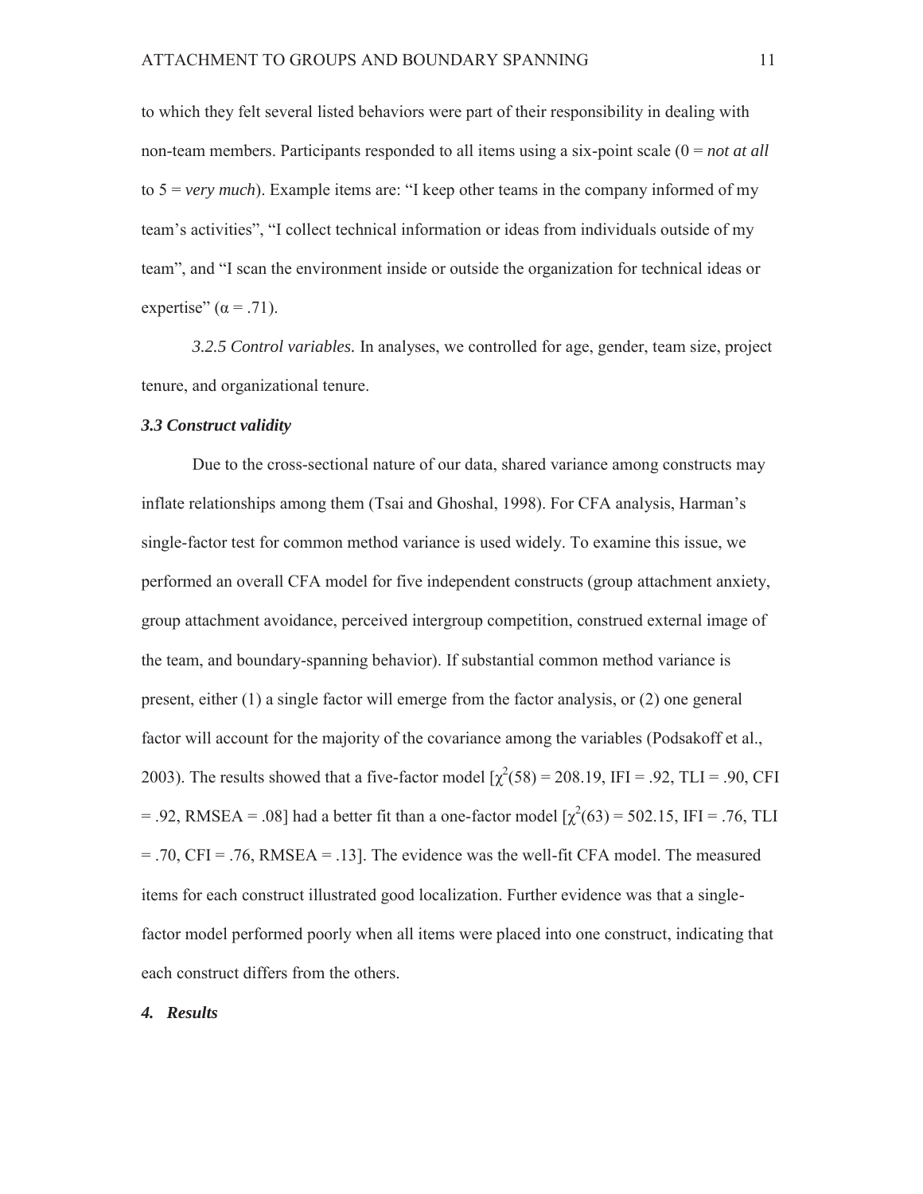to which they felt several listed behaviors were part of their responsibility in dealing with non-team members. Participants responded to all items using a six-point scale (0 = *not at all* to 5 = *very much*). Example items are: "I keep other teams in the company informed of my team's activities", "I collect technical information or ideas from individuals outside of my team", and "I scan the environment inside or outside the organization for technical ideas or expertise" ($\alpha = .71$).

*3.2.5 Control variables.* In analyses, we controlled for age, gender, team size, project tenure, and organizational tenure.

### *3.3 Construct validity*

Due to the cross-sectional nature of our data, shared variance among constructs may inflate relationships among them (Tsai and Ghoshal, 1998). For CFA analysis, Harman's single-factor test for common method variance is used widely. To examine this issue, we performed an overall CFA model for five independent constructs (group attachment anxiety, group attachment avoidance, perceived intergroup competition, construed external image of the team, and boundary-spanning behavior). If substantial common method variance is present, either (1) a single factor will emerge from the factor analysis, or (2) one general factor will account for the majority of the covariance among the variables (Podsakoff et al., 2003). The results showed that a five-factor model [$\chi^2(58) = 208.19$, IFI = .92, TLI = .90, CFI = .92, RMSEA = .08] had a better fit than a one-factor model [$\chi^2(63) = 502.15$, IFI = .76, TLI = .70, CFI = .76, RMSEA = .13]. The evidence was the well-fit CFA model. The measured items for each construct illustrated good localization. Further evidence was that a single-factor model performed poorly when all items were placed into one construct, indicating that each construct differs from the others.

## *4. Results*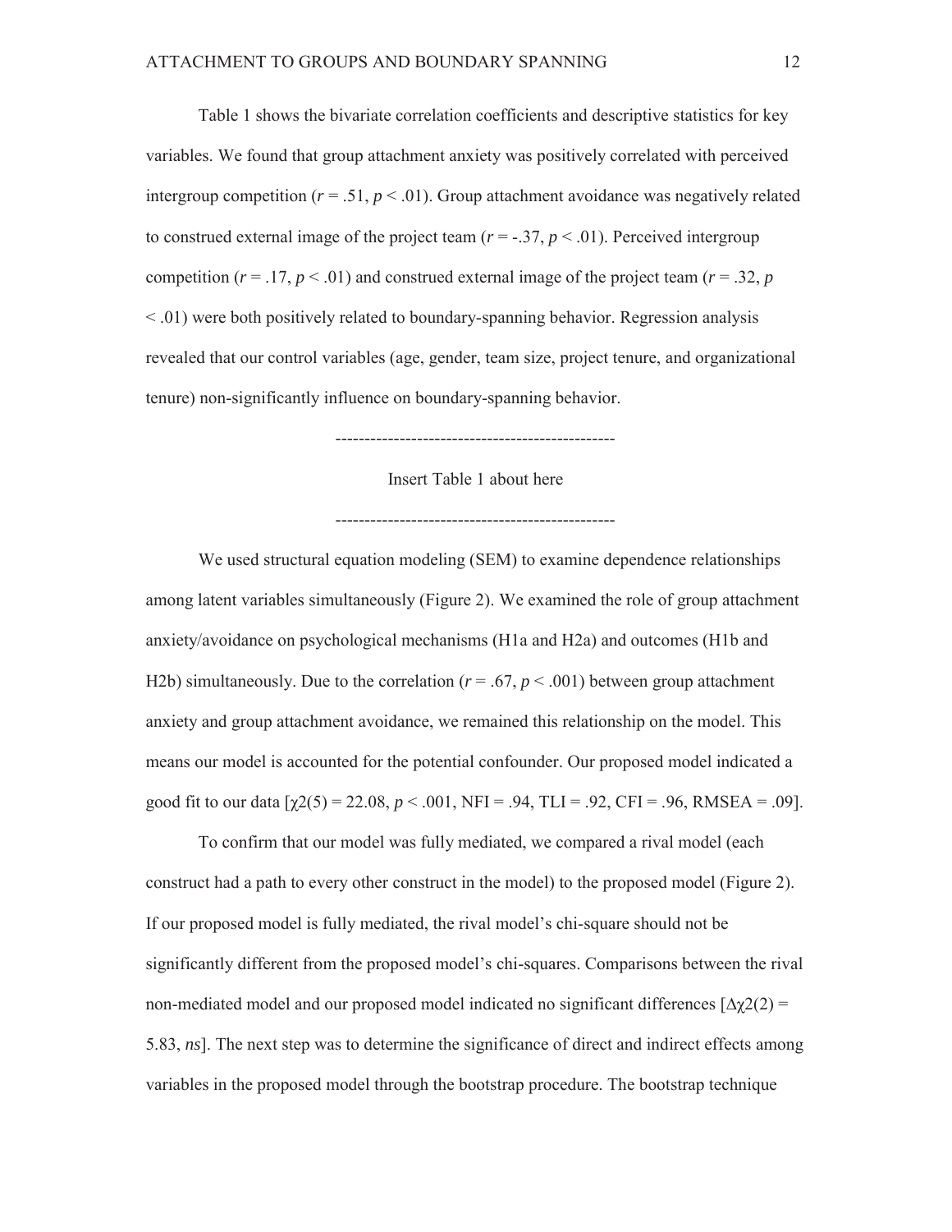Table 1 shows the bivariate correlation coefficients and descriptive statistics for key variables. We found that group attachment anxiety was positively correlated with perceived intergroup competition ($r = .51, p < .01$). Group attachment avoidance was negatively related to construed external image of the project team ($r = -.37, p < .01$). Perceived intergroup competition ($r = .17, p < .01$) and construed external image of the project team ($r = .32, p < .01$) were both positively related to boundary-spanning behavior. Regression analysis revealed that our control variables (age, gender, team size, project tenure, and organizational tenure) non-significantly influence on boundary-spanning behavior.

------------------------------------------------

Insert Table 1 about here

------------------------------------------------

We used structural equation modeling (SEM) to examine dependence relationships among latent variables simultaneously (Figure 2). We examined the role of group attachment anxiety/avoidance on psychological mechanisms (H1a and H2a) and outcomes (H1b and H2b) simultaneously. Due to the correlation ($r = .67, p < .001$) between group attachment anxiety and group attachment avoidance, we remained this relationship on the model. This means our model is accounted for the potential confounder. Our proposed model indicated a good fit to our data [$\chi2(5) = 22.08, p < .001$, NFI = .94, TLI = .92, CFI = .96, RMSEA = .09].

To confirm that our model was fully mediated, we compared a rival model (each construct had a path to every other construct in the model) to the proposed model (Figure 2). If our proposed model is fully mediated, the rival model's chi-square should not be significantly different from the proposed model's chi-squares. Comparisons between the rival non-mediated model and our proposed model indicated no significant differences [$\Delta\chi2(2) = 5.83$, *ns*]. The next step was to determine the significance of direct and indirect effects among variables in the proposed model through the bootstrap procedure. The bootstrap technique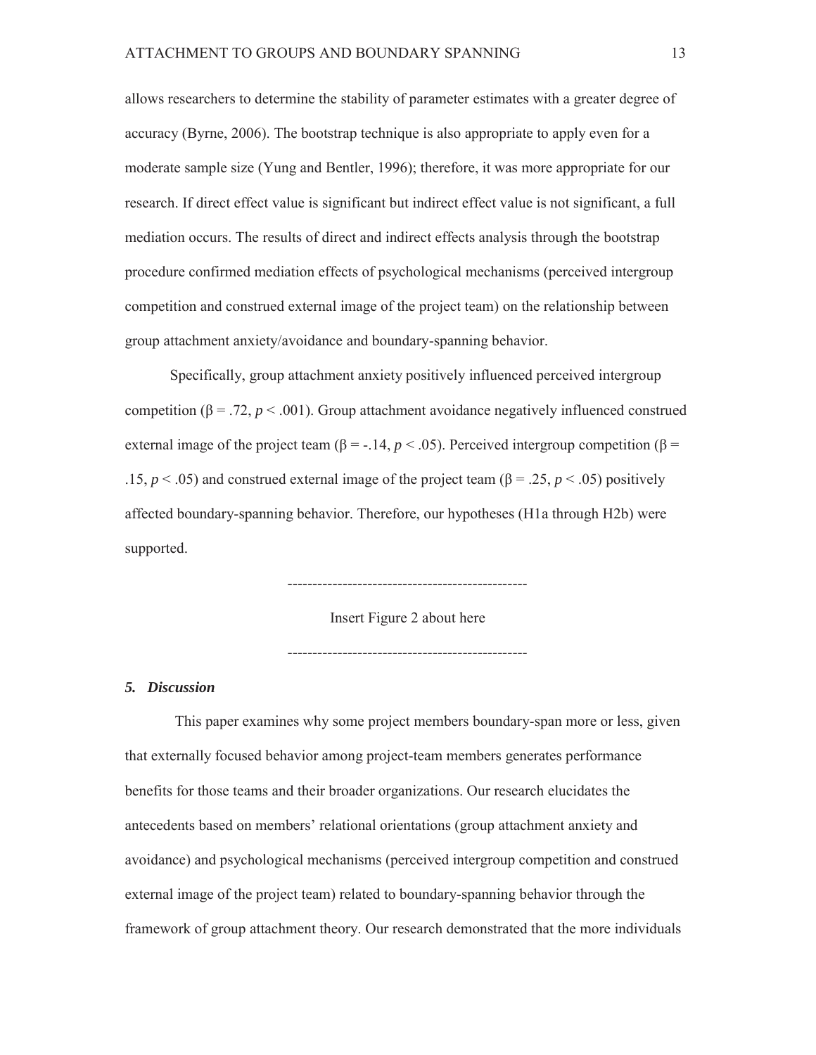allows researchers to determine the stability of parameter estimates with a greater degree of accuracy (Byrne, 2006). The bootstrap technique is also appropriate to apply even for a moderate sample size (Yung and Bentler, 1996); therefore, it was more appropriate for our research. If direct effect value is significant but indirect effect value is not significant, a full mediation occurs. The results of direct and indirect effects analysis through the bootstrap procedure confirmed mediation effects of psychological mechanisms (perceived intergroup competition and construed external image of the project team) on the relationship between group attachment anxiety/avoidance and boundary-spanning behavior.

Specifically, group attachment anxiety positively influenced perceived intergroup competition ($\beta = .72$, $p < .001$). Group attachment avoidance negatively influenced construed external image of the project team ($\beta = -.14$, $p < .05$). Perceived intergroup competition ($\beta = .15$, $p < .05$) and construed external image of the project team ($\beta = .25$, $p < .05$) positively affected boundary-spanning behavior. Therefore, our hypotheses (H1a through H2b) were supported.

-----------------------------------------------

Insert Figure 2 about here

-----------------------------------------------

## *5. Discussion*

This paper examines why some project members boundary-span more or less, given that externally focused behavior among project-team members generates performance benefits for those teams and their broader organizations. Our research elucidates the antecedents based on members' relational orientations (group attachment anxiety and avoidance) and psychological mechanisms (perceived intergroup competition and construed external image of the project team) related to boundary-spanning behavior through the framework of group attachment theory. Our research demonstrated that the more individuals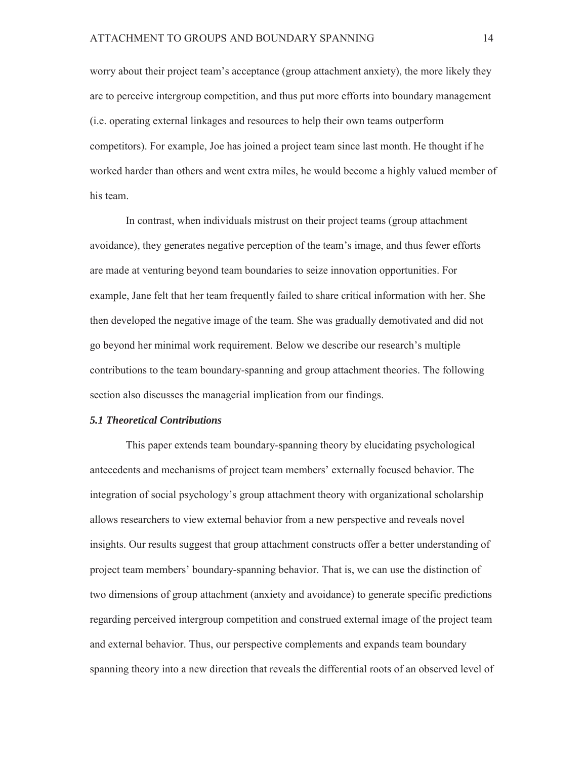worry about their project team's acceptance (group attachment anxiety), the more likely they are to perceive intergroup competition, and thus put more efforts into boundary management (i.e. operating external linkages and resources to help their own teams outperform competitors). For example, Joe has joined a project team since last month. He thought if he worked harder than others and went extra miles, he would become a highly valued member of his team.

In contrast, when individuals mistrust on their project teams (group attachment avoidance), they generates negative perception of the team's image, and thus fewer efforts are made at venturing beyond team boundaries to seize innovation opportunities. For example, Jane felt that her team frequently failed to share critical information with her. She then developed the negative image of the team. She was gradually demotivated and did not go beyond her minimal work requirement. Below we describe our research's multiple contributions to the team boundary-spanning and group attachment theories. The following section also discusses the managerial implication from our findings.

### *5.1 Theoretical Contributions*

This paper extends team boundary-spanning theory by elucidating psychological antecedents and mechanisms of project team members' externally focused behavior. The integration of social psychology's group attachment theory with organizational scholarship allows researchers to view external behavior from a new perspective and reveals novel insights. Our results suggest that group attachment constructs offer a better understanding of project team members' boundary-spanning behavior. That is, we can use the distinction of two dimensions of group attachment (anxiety and avoidance) to generate specific predictions regarding perceived intergroup competition and construed external image of the project team and external behavior. Thus, our perspective complements and expands team boundary spanning theory into a new direction that reveals the differential roots of an observed level of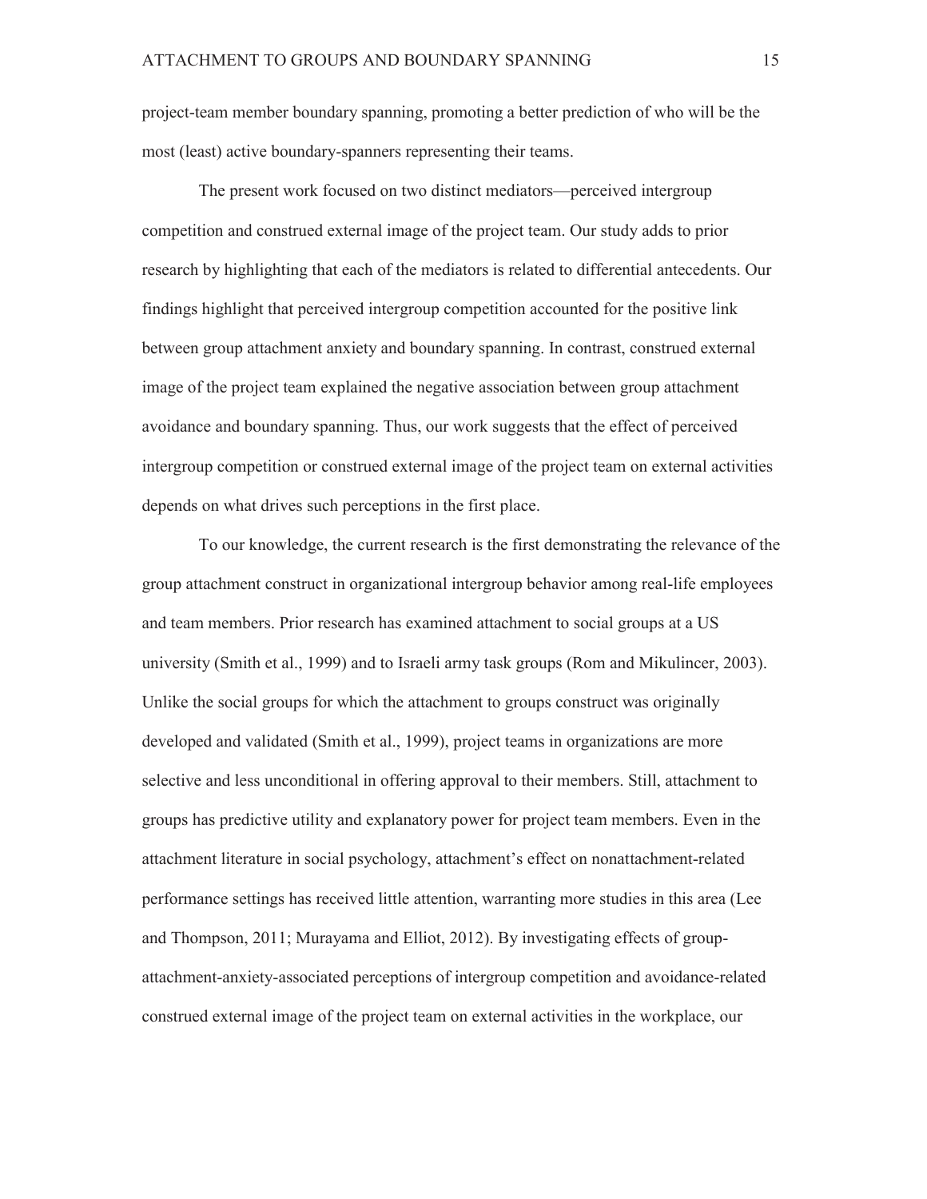project-team member boundary spanning, promoting a better prediction of who will be the most (least) active boundary-spanners representing their teams.

The present work focused on two distinct mediators—perceived intergroup competition and construed external image of the project team. Our study adds to prior research by highlighting that each of the mediators is related to differential antecedents. Our findings highlight that perceived intergroup competition accounted for the positive link between group attachment anxiety and boundary spanning. In contrast, construed external image of the project team explained the negative association between group attachment avoidance and boundary spanning. Thus, our work suggests that the effect of perceived intergroup competition or construed external image of the project team on external activities depends on what drives such perceptions in the first place.

To our knowledge, the current research is the first demonstrating the relevance of the group attachment construct in organizational intergroup behavior among real-life employees and team members. Prior research has examined attachment to social groups at a US university (Smith et al., 1999) and to Israeli army task groups (Rom and Mikulincer, 2003). Unlike the social groups for which the attachment to groups construct was originally developed and validated (Smith et al., 1999), project teams in organizations are more selective and less unconditional in offering approval to their members. Still, attachment to groups has predictive utility and explanatory power for project team members. Even in the attachment literature in social psychology, attachment's effect on nonattachment-related performance settings has received little attention, warranting more studies in this area (Lee and Thompson, 2011; Murayama and Elliot, 2012). By investigating effects of group-attachment-anxiety-associated perceptions of intergroup competition and avoidance-related construed external image of the project team on external activities in the workplace, our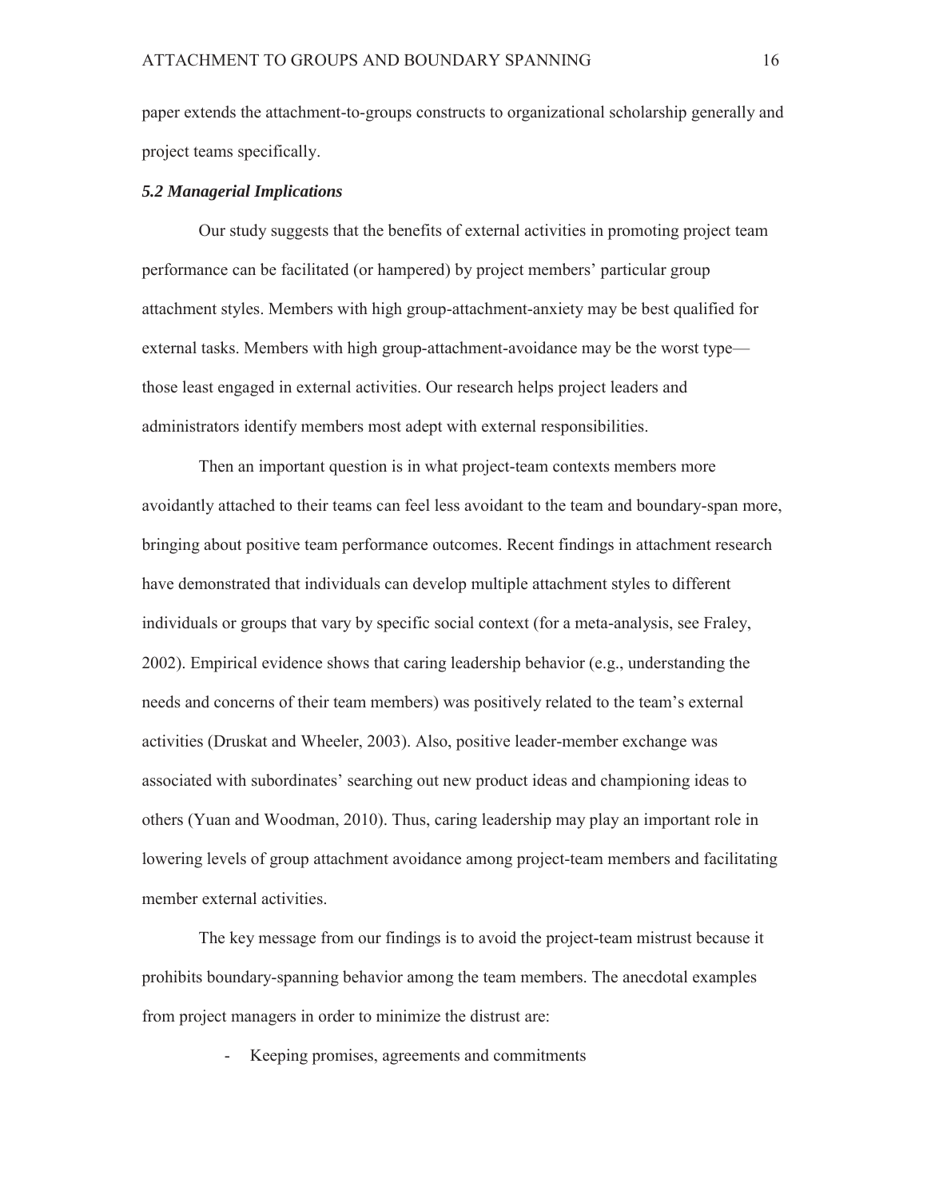paper extends the attachment-to-groups constructs to organizational scholarship generally and project teams specifically.

### *5.2 Managerial Implications*

Our study suggests that the benefits of external activities in promoting project team performance can be facilitated (or hampered) by project members' particular group attachment styles. Members with high group-attachment-anxiety may be best qualified for external tasks. Members with high group-attachment-avoidance may be the worst type—those least engaged in external activities. Our research helps project leaders and administrators identify members most adept with external responsibilities.

Then an important question is in what project-team contexts members more avoidantly attached to their teams can feel less avoidant to the team and boundary-span more, bringing about positive team performance outcomes. Recent findings in attachment research have demonstrated that individuals can develop multiple attachment styles to different individuals or groups that vary by specific social context (for a meta-analysis, see Fraley, 2002). Empirical evidence shows that caring leadership behavior (e.g., understanding the needs and concerns of their team members) was positively related to the team's external activities (Druskat and Wheeler, 2003). Also, positive leader-member exchange was associated with subordinates' searching out new product ideas and championing ideas to others (Yuan and Woodman, 2010). Thus, caring leadership may play an important role in lowering levels of group attachment avoidance among project-team members and facilitating member external activities.

The key message from our findings is to avoid the project-team mistrust because it prohibits boundary-spanning behavior among the team members. The anecdotal examples from project managers in order to minimize the distrust are:

- Keeping promises, agreements and commitments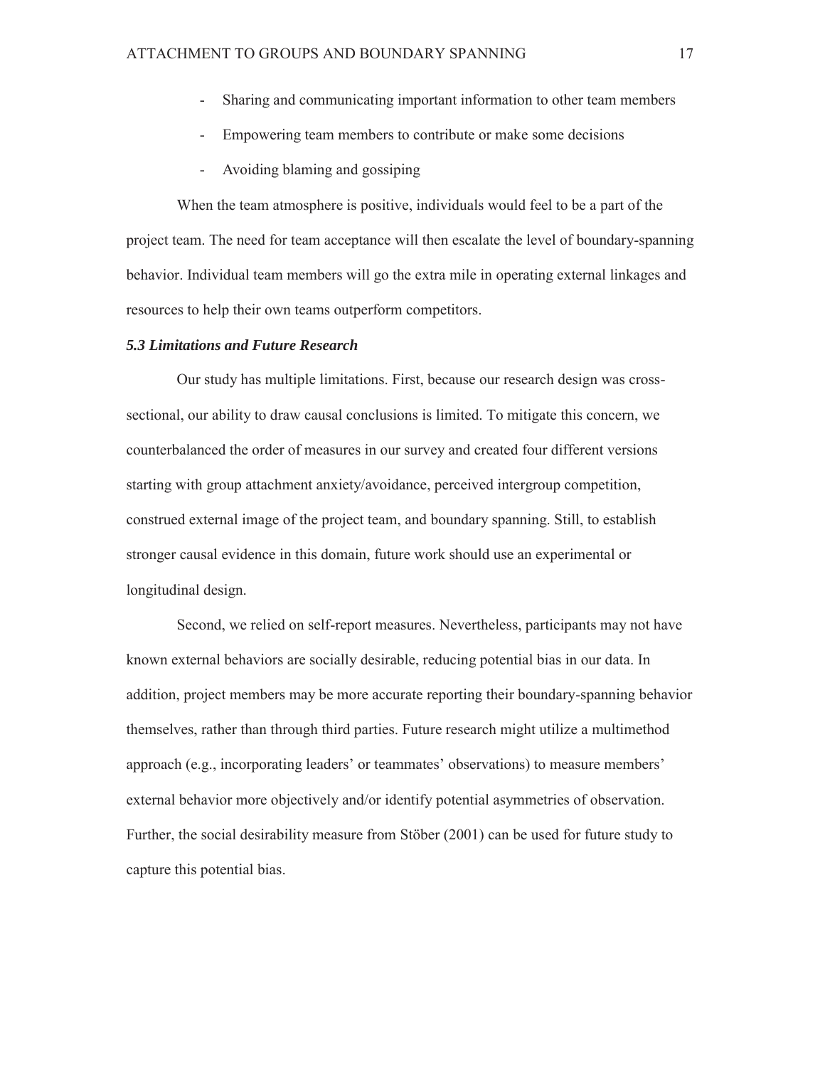- Sharing and communicating important information to other team members
- Empowering team members to contribute or make some decisions
- Avoiding blaming and gossiping

When the team atmosphere is positive, individuals would feel to be a part of the project team. The need for team acceptance will then escalate the level of boundary-spanning behavior. Individual team members will go the extra mile in operating external linkages and resources to help their own teams outperform competitors.

### *5.3 Limitations and Future Research*

Our study has multiple limitations. First, because our research design was cross-sectional, our ability to draw causal conclusions is limited. To mitigate this concern, we counterbalanced the order of measures in our survey and created four different versions starting with group attachment anxiety/avoidance, perceived intergroup competition, construed external image of the project team, and boundary spanning. Still, to establish stronger causal evidence in this domain, future work should use an experimental or longitudinal design.

Second, we relied on self-report measures. Nevertheless, participants may not have known external behaviors are socially desirable, reducing potential bias in our data. In addition, project members may be more accurate reporting their boundary-spanning behavior themselves, rather than through third parties. Future research might utilize a multimethod approach (e.g., incorporating leaders' or teammates' observations) to measure members' external behavior more objectively and/or identify potential asymmetries of observation. Further, the social desirability measure from Stöber (2001) can be used for future study to capture this potential bias.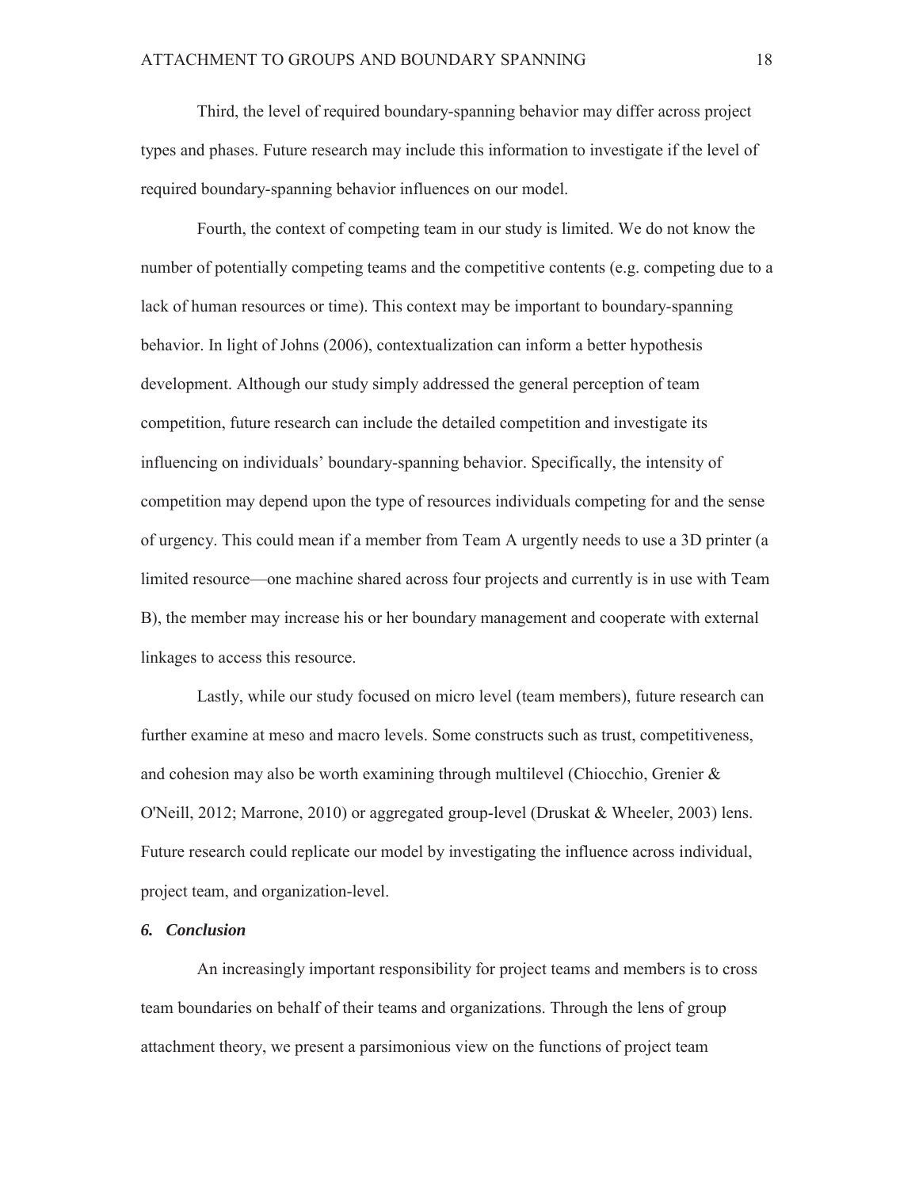Third, the level of required boundary-spanning behavior may differ across project types and phases. Future research may include this information to investigate if the level of required boundary-spanning behavior influences on our model.

Fourth, the context of competing team in our study is limited. We do not know the number of potentially competing teams and the competitive contents (e.g. competing due to a lack of human resources or time). This context may be important to boundary-spanning behavior. In light of Johns (2006), contextualization can inform a better hypothesis development. Although our study simply addressed the general perception of team competition, future research can include the detailed competition and investigate its influencing on individuals' boundary-spanning behavior. Specifically, the intensity of competition may depend upon the type of resources individuals competing for and the sense of urgency. This could mean if a member from Team A urgently needs to use a 3D printer (a limited resource—one machine shared across four projects and currently is in use with Team B), the member may increase his or her boundary management and cooperate with external linkages to access this resource.

Lastly, while our study focused on micro level (team members), future research can further examine at meso and macro levels. Some constructs such as trust, competitiveness, and cohesion may also be worth examining through multilevel (Chiocchio, Grenier & O'Neill, 2012; Marrone, 2010) or aggregated group-level (Druskat & Wheeler, 2003) lens. Future research could replicate our model by investigating the influence across individual, project team, and organization-level.

### *6. Conclusion*

An increasingly important responsibility for project teams and members is to cross team boundaries on behalf of their teams and organizations. Through the lens of group attachment theory, we present a parsimonious view on the functions of project team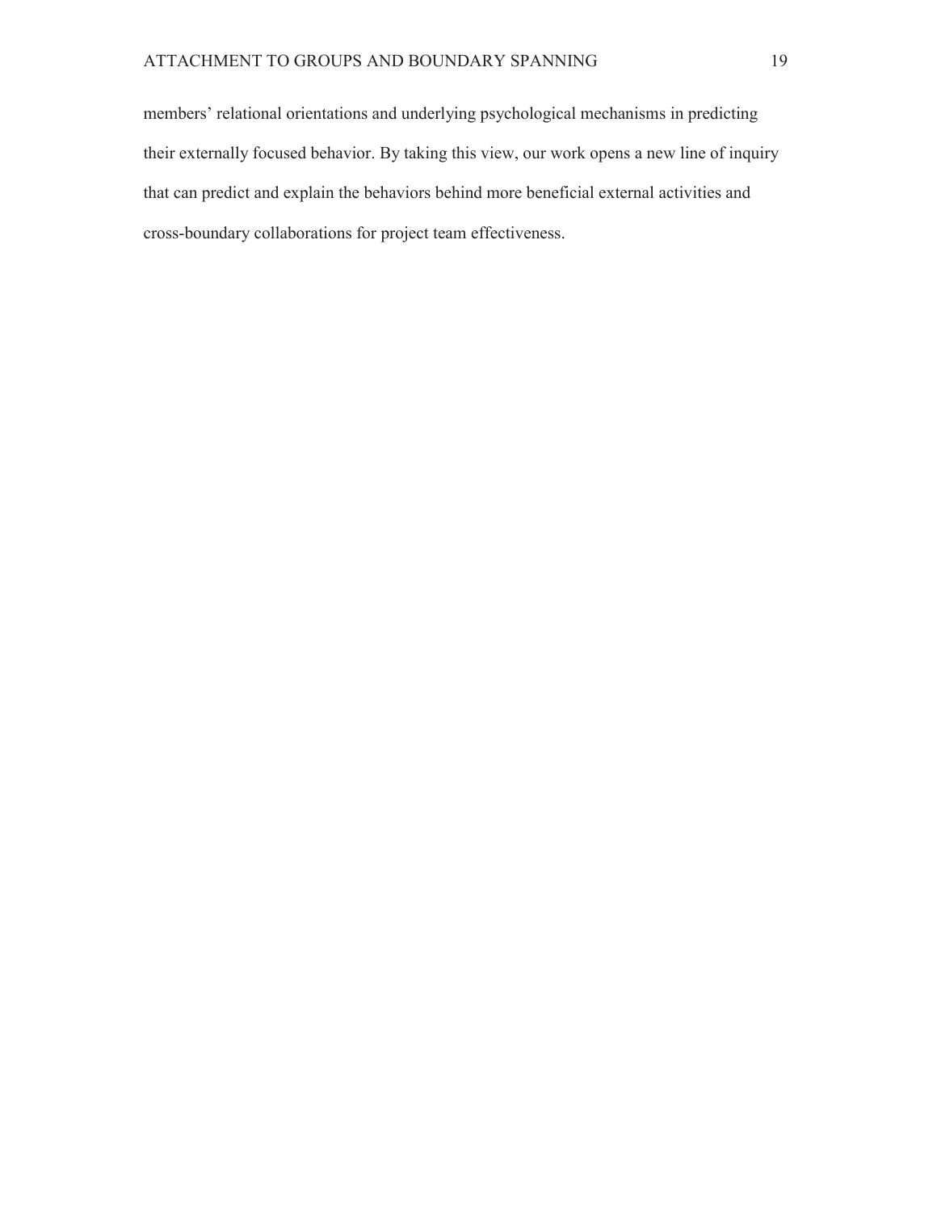members' relational orientations and underlying psychological mechanisms in predicting their externally focused behavior. By taking this view, our work opens a new line of inquiry that can predict and explain the behaviors behind more beneficial external activities and cross-boundary collaborations for project team effectiveness.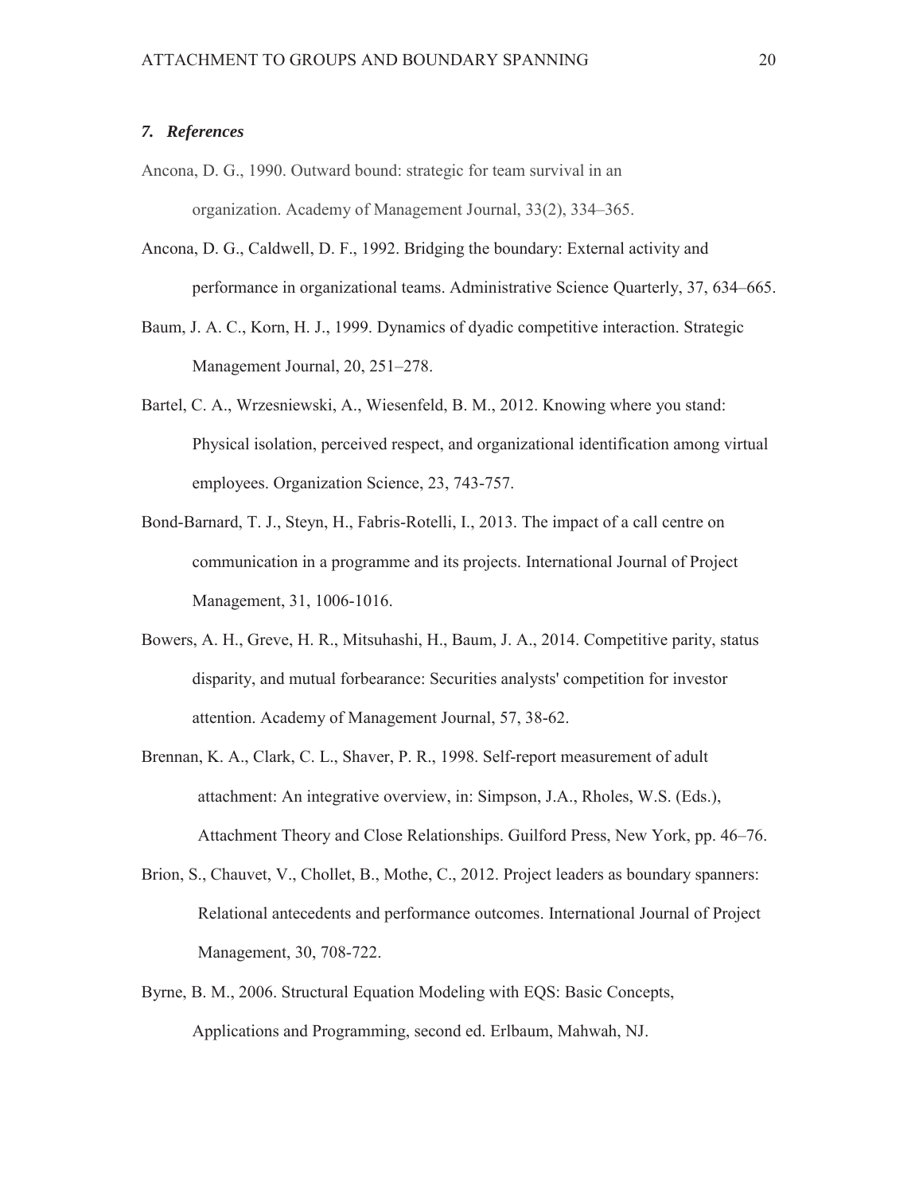### 7. *References*

Ancona, D. G., 1990. Outward bound: strategic for team survival in an organization. Academy of Management Journal, 33(2), 334–365.

Ancona, D. G., Caldwell, D. F., 1992. Bridging the boundary: External activity and performance in organizational teams. Administrative Science Quarterly, 37, 634–665.

Baum, J. A. C., Korn, H. J., 1999. Dynamics of dyadic competitive interaction. Strategic Management Journal, 20, 251–278.

Bartel, C. A., Wrzesniewski, A., Wiesenfeld, B. M., 2012. Knowing where you stand: Physical isolation, perceived respect, and organizational identification among virtual employees. Organization Science, 23, 743-757.

Bond-Barnard, T. J., Steyn, H., Fabris-Rotelli, I., 2013. The impact of a call centre on communication in a programme and its projects. International Journal of Project Management, 31, 1006-1016.

Bowers, A. H., Greve, H. R., Mitsuhashi, H., Baum, J. A., 2014. Competitive parity, status disparity, and mutual forbearance: Securities analysts' competition for investor attention. Academy of Management Journal, 57, 38-62.

Brennan, K. A., Clark, C. L., Shaver, P. R., 1998. Self-report measurement of adult attachment: An integrative overview, in: Simpson, J.A., Rholes, W.S. (Eds.), Attachment Theory and Close Relationships. Guilford Press, New York, pp. 46–76.

Brion, S., Chauvet, V., Chollet, B., Mothe, C., 2012. Project leaders as boundary spanners: Relational antecedents and performance outcomes. International Journal of Project Management, 30, 708-722.

Byrne, B. M., 2006. Structural Equation Modeling with EQS: Basic Concepts, Applications and Programming, second ed. Erlbaum, Mahwah, NJ.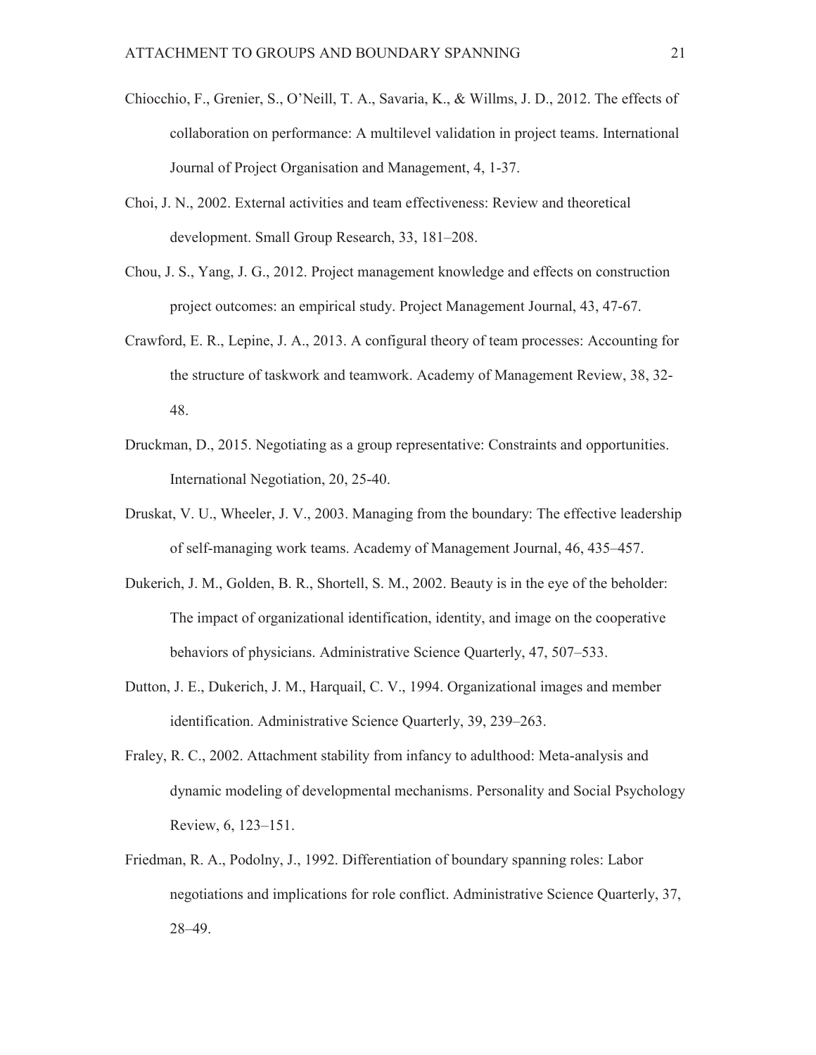Chiocchio, F., Grenier, S., O'Neill, T. A., Savaria, K., & Willms, J. D., 2012. The effects of collaboration on performance: A multilevel validation in project teams. International Journal of Project Organisation and Management, 4, 1-37.

Choi, J. N., 2002. External activities and team effectiveness: Review and theoretical development. Small Group Research, 33, 181–208.

Chou, J. S., Yang, J. G., 2012. Project management knowledge and effects on construction project outcomes: an empirical study. Project Management Journal, 43, 47-67.

Crawford, E. R., Lepine, J. A., 2013. A configural theory of team processes: Accounting for the structure of taskwork and teamwork. Academy of Management Review, 38, 32-48.

Druckman, D., 2015. Negotiating as a group representative: Constraints and opportunities. International Negotiation, 20, 25-40.

Druskat, V. U., Wheeler, J. V., 2003. Managing from the boundary: The effective leadership of self-managing work teams. Academy of Management Journal, 46, 435–457.

Dukerich, J. M., Golden, B. R., Shortell, S. M., 2002. Beauty is in the eye of the beholder: The impact of organizational identification, identity, and image on the cooperative behaviors of physicians. Administrative Science Quarterly, 47, 507–533.

Dutton, J. E., Dukerich, J. M., Harquail, C. V., 1994. Organizational images and member identification. Administrative Science Quarterly, 39, 239–263.

Fraley, R. C., 2002. Attachment stability from infancy to adulthood: Meta-analysis and dynamic modeling of developmental mechanisms. Personality and Social Psychology Review, 6, 123–151.

Friedman, R. A., Podolny, J., 1992. Differentiation of boundary spanning roles: Labor negotiations and implications for role conflict. Administrative Science Quarterly, 37, 28–49.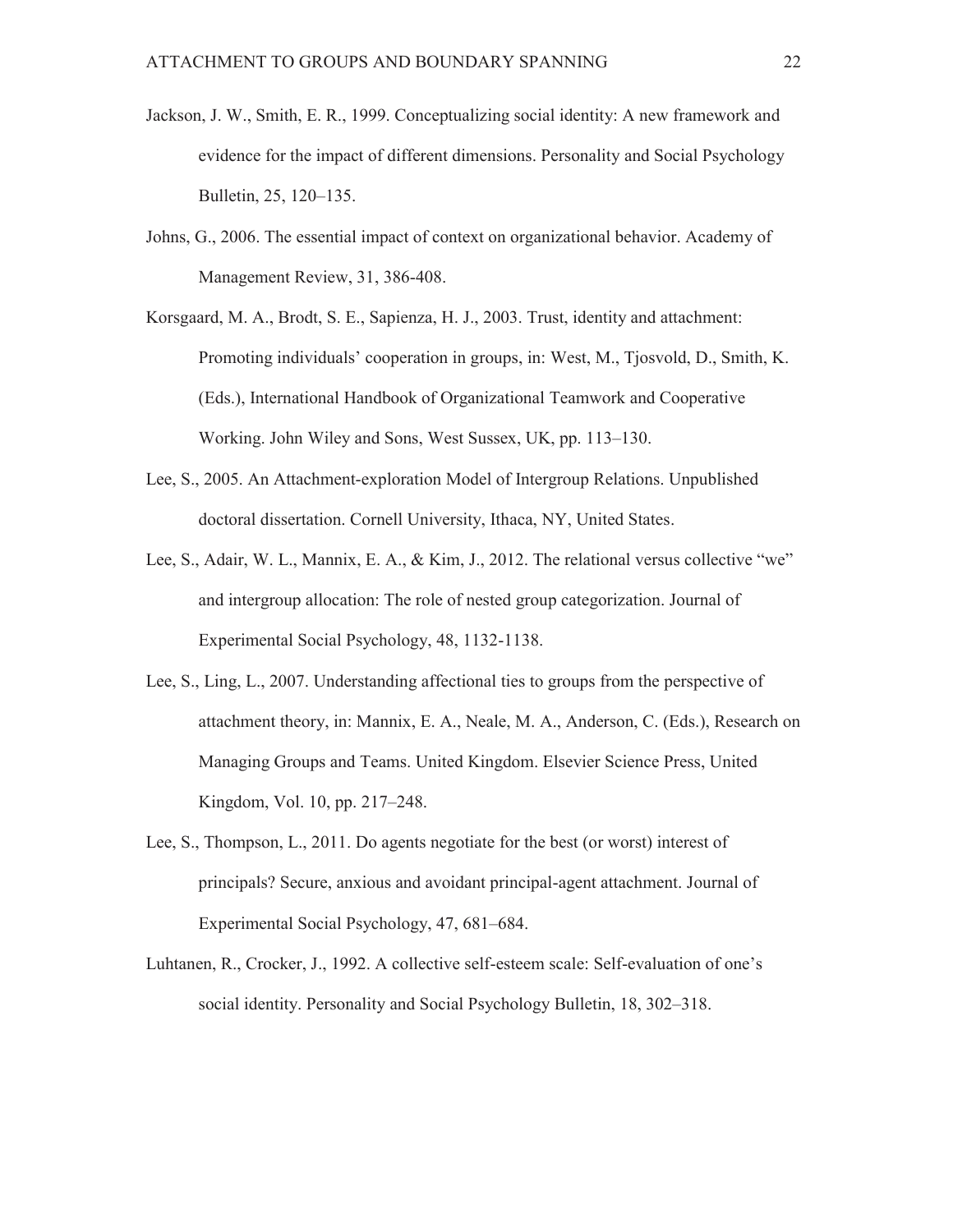Jackson, J. W., Smith, E. R., 1999. Conceptualizing social identity: A new framework and evidence for the impact of different dimensions. Personality and Social Psychology Bulletin, 25, 120–135.

Johns, G., 2006. The essential impact of context on organizational behavior. Academy of Management Review, 31, 386-408.

Korsgaard, M. A., Brodt, S. E., Sapienza, H. J., 2003. Trust, identity and attachment: Promoting individuals' cooperation in groups, in: West, M., Tjosvold, D., Smith, K. (Eds.), International Handbook of Organizational Teamwork and Cooperative Working. John Wiley and Sons, West Sussex, UK, pp. 113–130.

Lee, S., 2005. An Attachment-exploration Model of Intergroup Relations. Unpublished doctoral dissertation. Cornell University, Ithaca, NY, United States.

Lee, S., Adair, W. L., Mannix, E. A., & Kim, J., 2012. The relational versus collective "we" and intergroup allocation: The role of nested group categorization. Journal of Experimental Social Psychology, 48, 1132-1138.

Lee, S., Ling, L., 2007. Understanding affectional ties to groups from the perspective of attachment theory, in: Mannix, E. A., Neale, M. A., Anderson, C. (Eds.), Research on Managing Groups and Teams. United Kingdom. Elsevier Science Press, United Kingdom, Vol. 10, pp. 217–248.

Lee, S., Thompson, L., 2011. Do agents negotiate for the best (or worst) interest of principals? Secure, anxious and avoidant principal-agent attachment. Journal of Experimental Social Psychology, 47, 681–684.

Luhtanen, R., Crocker, J., 1992. A collective self-esteem scale: Self-evaluation of one's social identity. Personality and Social Psychology Bulletin, 18, 302–318.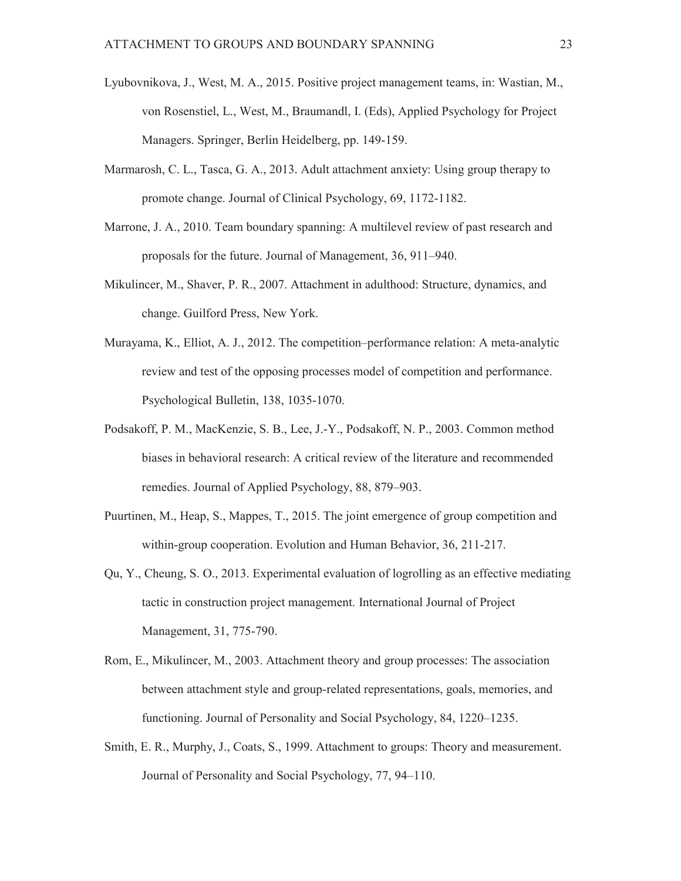Lyubovnikova, J., West, M. A., 2015. Positive project management teams, in: Wastian, M., von Rosenstiel, L., West, M., Braumandl, I. (Eds), Applied Psychology for Project Managers. Springer, Berlin Heidelberg, pp. 149-159.

Marmarosh, C. L., Tasca, G. A., 2013. Adult attachment anxiety: Using group therapy to promote change. Journal of Clinical Psychology, 69, 1172-1182.

Marrone, J. A., 2010. Team boundary spanning: A multilevel review of past research and proposals for the future. Journal of Management, 36, 911–940.

Mikulincer, M., Shaver, P. R., 2007. Attachment in adulthood: Structure, dynamics, and change. Guilford Press, New York.

Murayama, K., Elliot, A. J., 2012. The competition–performance relation: A meta-analytic review and test of the opposing processes model of competition and performance. Psychological Bulletin, 138, 1035-1070.

Podsakoff, P. M., MacKenzie, S. B., Lee, J.-Y., Podsakoff, N. P., 2003. Common method biases in behavioral research: A critical review of the literature and recommended remedies. Journal of Applied Psychology, 88, 879–903.

Puurtinen, M., Heap, S., Mappes, T., 2015. The joint emergence of group competition and within-group cooperation. Evolution and Human Behavior, 36, 211-217.

Qu, Y., Cheung, S. O., 2013. Experimental evaluation of logrolling as an effective mediating tactic in construction project management. International Journal of Project Management, 31, 775-790.

Rom, E., Mikulincer, M., 2003. Attachment theory and group processes: The association between attachment style and group-related representations, goals, memories, and functioning. Journal of Personality and Social Psychology, 84, 1220–1235.

Smith, E. R., Murphy, J., Coats, S., 1999. Attachment to groups: Theory and measurement. Journal of Personality and Social Psychology, 77, 94–110.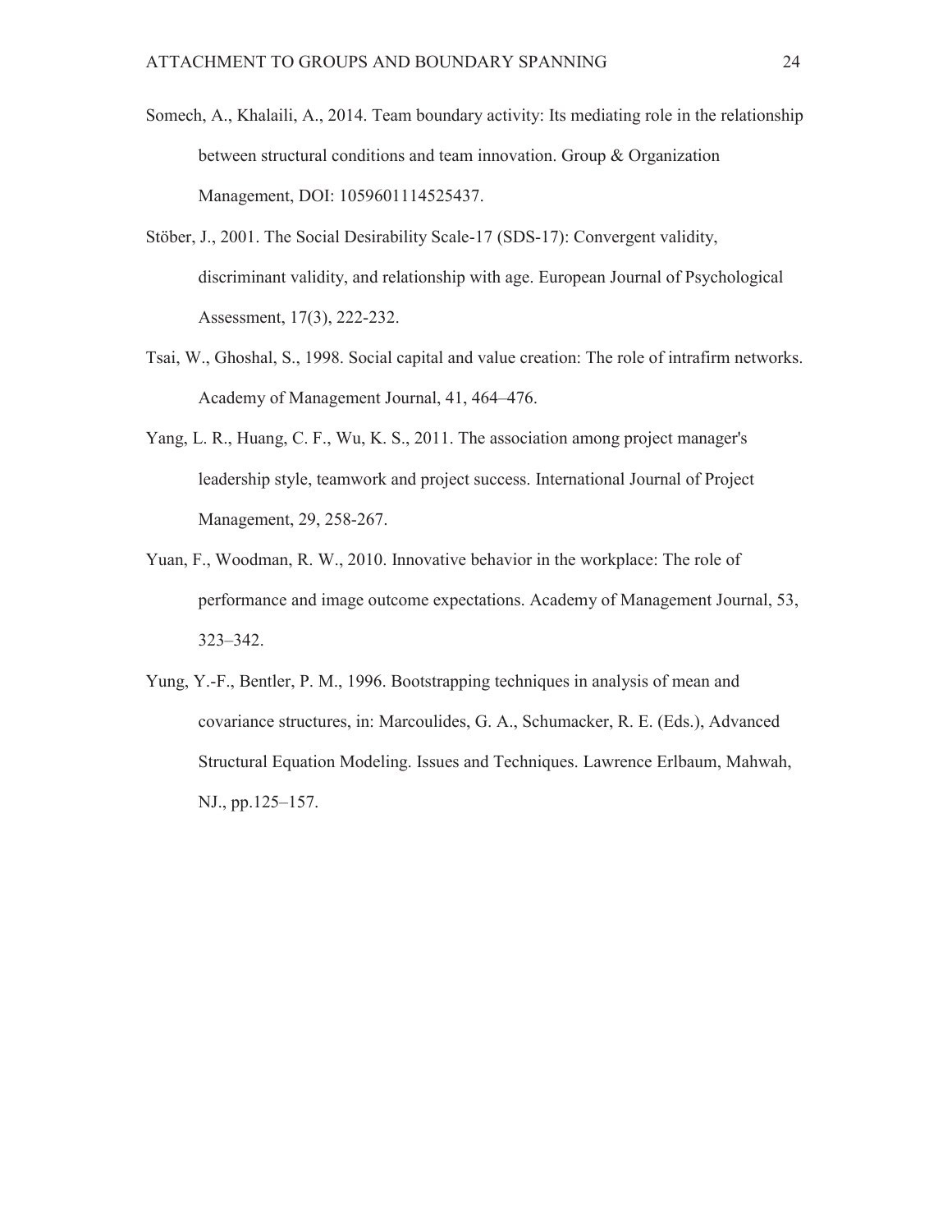Somech, A., Khalaili, A., 2014. Team boundary activity: Its mediating role in the relationship between structural conditions and team innovation. Group & Organization Management, DOI: 1059601114525437.

Stöber, J., 2001. The Social Desirability Scale-17 (SDS-17): Convergent validity, discriminant validity, and relationship with age. European Journal of Psychological Assessment, 17(3), 222-232.

Tsai, W., Ghoshal, S., 1998. Social capital and value creation: The role of intrafirm networks. Academy of Management Journal, 41, 464–476.

Yang, L. R., Huang, C. F., Wu, K. S., 2011. The association among project manager's leadership style, teamwork and project success. International Journal of Project Management, 29, 258-267.

Yuan, F., Woodman, R. W., 2010. Innovative behavior in the workplace: The role of performance and image outcome expectations. Academy of Management Journal, 53, 323–342.

Yung, Y.-F., Bentler, P. M., 1996. Bootstrapping techniques in analysis of mean and covariance structures, in: Marcoulides, G. A., Schumacker, R. E. (Eds.), Advanced Structural Equation Modeling. Issues and Techniques. Lawrence Erlbaum, Mahwah, NJ., pp.125–157.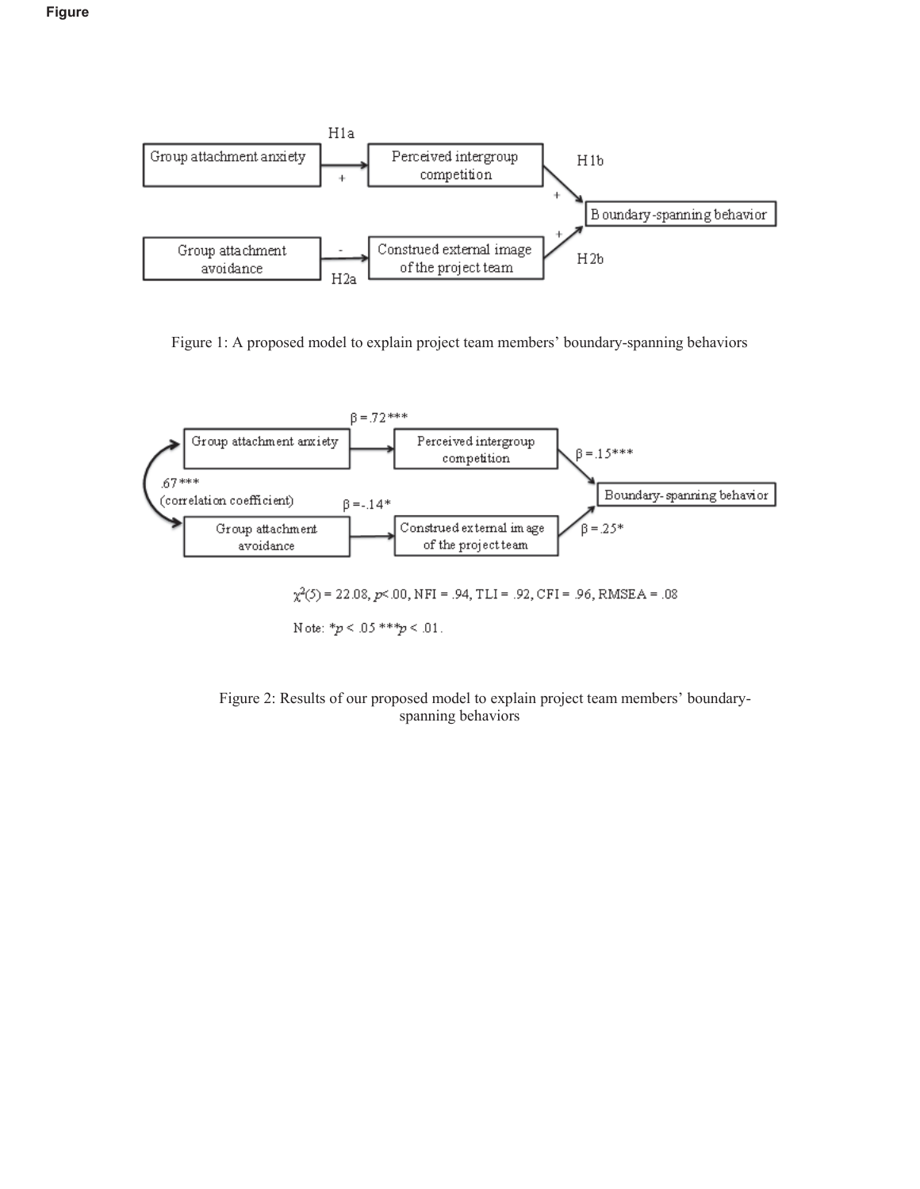**Figure**

H1a

Group attachment anxiety → (+) Perceived intergroup competition → (+) H1b → Boundary-spanning behavior

Group attachment avoidance → (-) Construed external image of the project team → (+) H2b → Boundary-spanning behavior

H2a

Figure 1: A proposed model to explain project team members' boundary-spanning behaviors

Group attachment anxiety → $\beta = .72$*** → Perceived intergroup competition → $\beta = .15$*** → Boundary-spanning behavior

.67*** (correlation coefficient)

Group attachment avoidance → $\beta = -.14$* → Construed external image of the project team → $\beta = .25$* → Boundary-spanning behavior

$\chi^2(5) = 22.08$, $p < .00$, NFI = .94, TLI = .92, CFI = .96, RMSEA = .08

Note: *$p < .05$ ***$p < .01$.

Figure 2: Results of our proposed model to explain project team members' boundary-spanning behaviors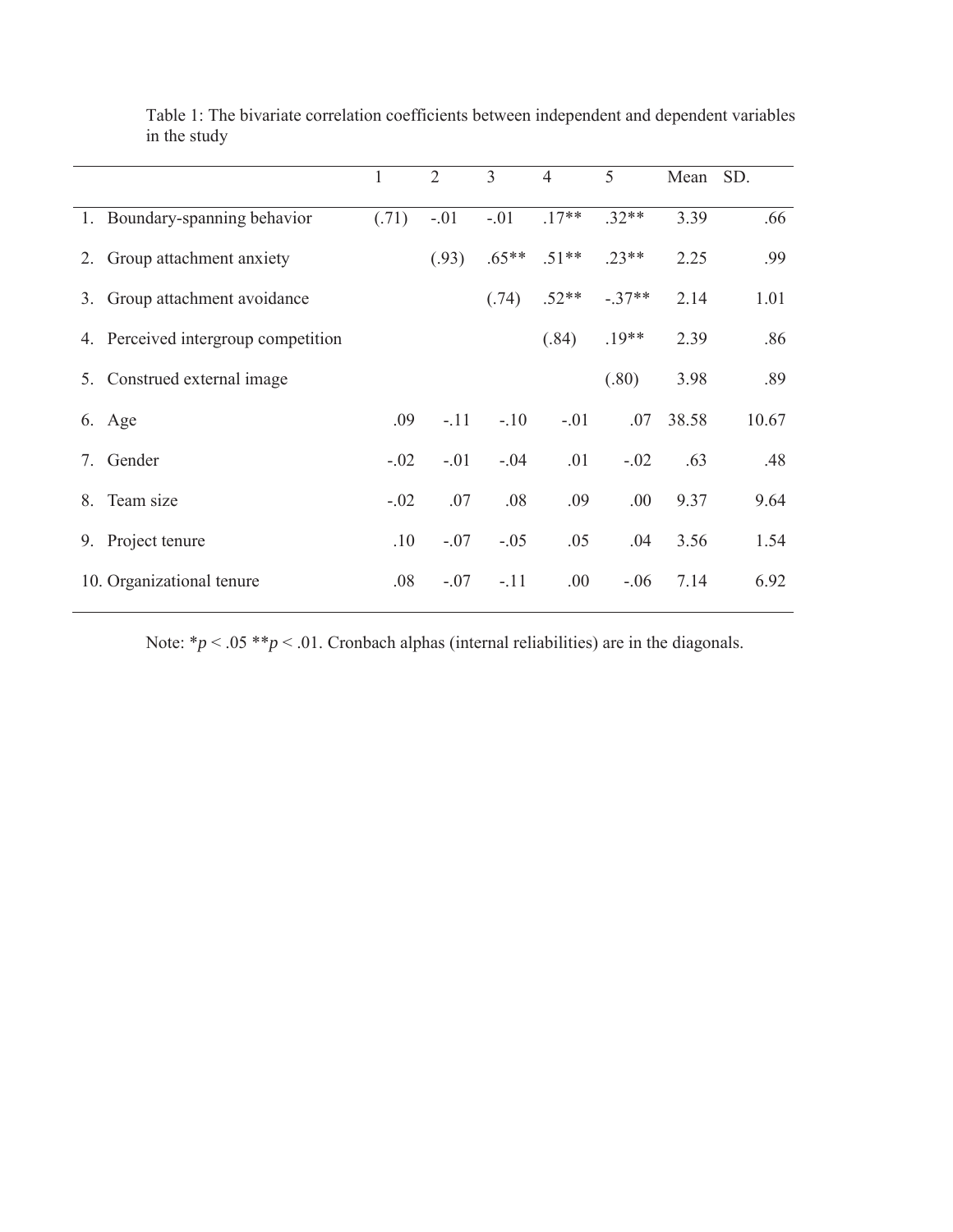Table 1: The bivariate correlation coefficients between independent and dependent variables in the study

| | 1 | 2 | 3 | 4 | 5 | Mean | SD. |
|---|---|---|---|---|---|---|---|
| 1. Boundary-spanning behavior | (.71) | -.01 | -.01 | .17** | .32** | 3.39 | .66 |
| 2. Group attachment anxiety | | (.93) | .65** | .51** | .23** | 2.25 | .99 |
| 3. Group attachment avoidance | | | (.74) | .52** | -.37** | 2.14 | 1.01 |
| 4. Perceived intergroup competition | | | | (.84) | .19** | 2.39 | .86 |
| 5. Construed external image | | | | | (.80) | 3.98 | .89 |
| 6. Age | .09 | -.11 | -.10 | -.01 | .07 | 38.58 | 10.67 |
| 7. Gender | -.02 | -.01 | -.04 | .01 | -.02 | .63 | .48 |
| 8. Team size | -.02 | .07 | .08 | .09 | .00 | 9.37 | 9.64 |
| 9. Project tenure | .10 | -.07 | -.05 | .05 | .04 | 3.56 | 1.54 |
| 10. Organizational tenure | .08 | -.07 | -.11 | .00 | -.06 | 7.14 | 6.92 |

Note: $^{*}p < .05$ $^{**}p < .01$. Cronbach alphas (internal reliabilities) are in the diagonals.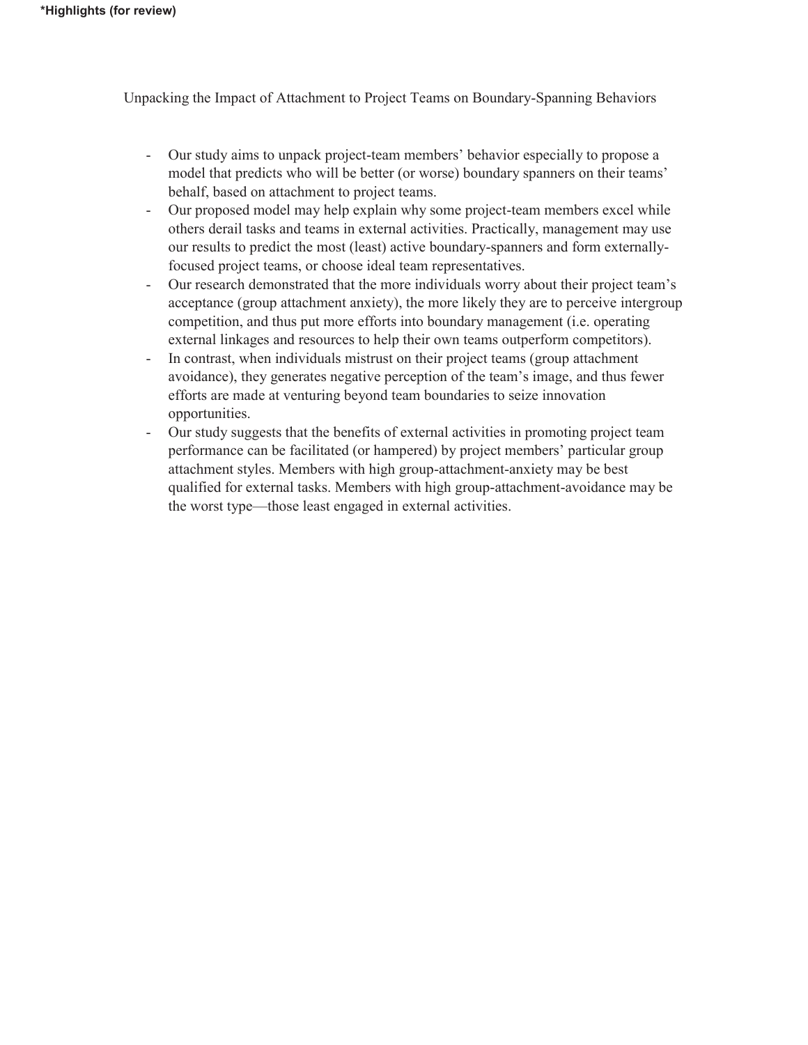**\*Highlights (for review)**

Unpacking the Impact of Attachment to Project Teams on Boundary-Spanning Behaviors

- Our study aims to unpack project-team members' behavior especially to propose a model that predicts who will be better (or worse) boundary spanners on their teams' behalf, based on attachment to project teams.
- Our proposed model may help explain why some project-team members excel while others derail tasks and teams in external activities. Practically, management may use our results to predict the most (least) active boundary-spanners and form externally-focused project teams, or choose ideal team representatives.
- Our research demonstrated that the more individuals worry about their project team's acceptance (group attachment anxiety), the more likely they are to perceive intergroup competition, and thus put more efforts into boundary management (i.e. operating external linkages and resources to help their own teams outperform competitors).
- In contrast, when individuals mistrust on their project teams (group attachment avoidance), they generates negative perception of the team's image, and thus fewer efforts are made at venturing beyond team boundaries to seize innovation opportunities.
- Our study suggests that the benefits of external activities in promoting project team performance can be facilitated (or hampered) by project members' particular group attachment styles. Members with high group-attachment-anxiety may be best qualified for external tasks. Members with high group-attachment-avoidance may be the worst type—those least engaged in external activities.